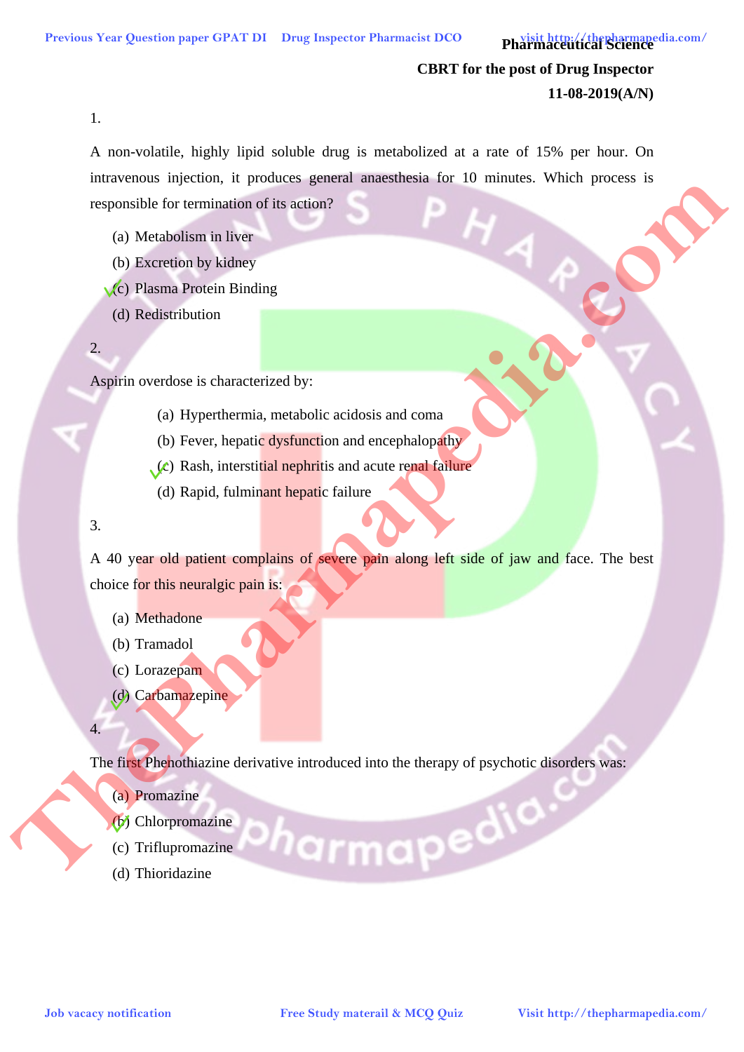**Pharmaceutical Science**

**CBRT for the post of Drug Inspector**

**11-08-2019(A/N)**

1.

A non-volatile, highly lipid soluble drug is metabolized at a rate of 15% per hour. On intravenous injection, it produces general anaesthesia for 10 minutes. Which process is responsible for termination of its action?

(a) Metabolism in liver
(b) Excretion by kidney
(c) Plasma Protein Binding ✓
(d) Redistribution

2.

Aspirin overdose is characterized by:

(a) Hyperthermia, metabolic acidosis and coma
(b) Fever, hepatic dysfunction and encephalopathy
(c) Rash, interstitial nephritis and acute renal failure ✓
(d) Rapid, fulminant hepatic failure

3.

A 40 year old patient complains of severe pain along left side of jaw and face. The best choice for this neuralgic pain is:

(a) Methadone
(b) Tramadol
(c) Lorazepam
(d) Carbamazepine ✓

4.

The first Phenothiazine derivative introduced into the therapy of psychotic disorders was:

(a) Promazine
(b) Chlorpromazine ✓
(c) Triflupromazine
(d) Thioridazine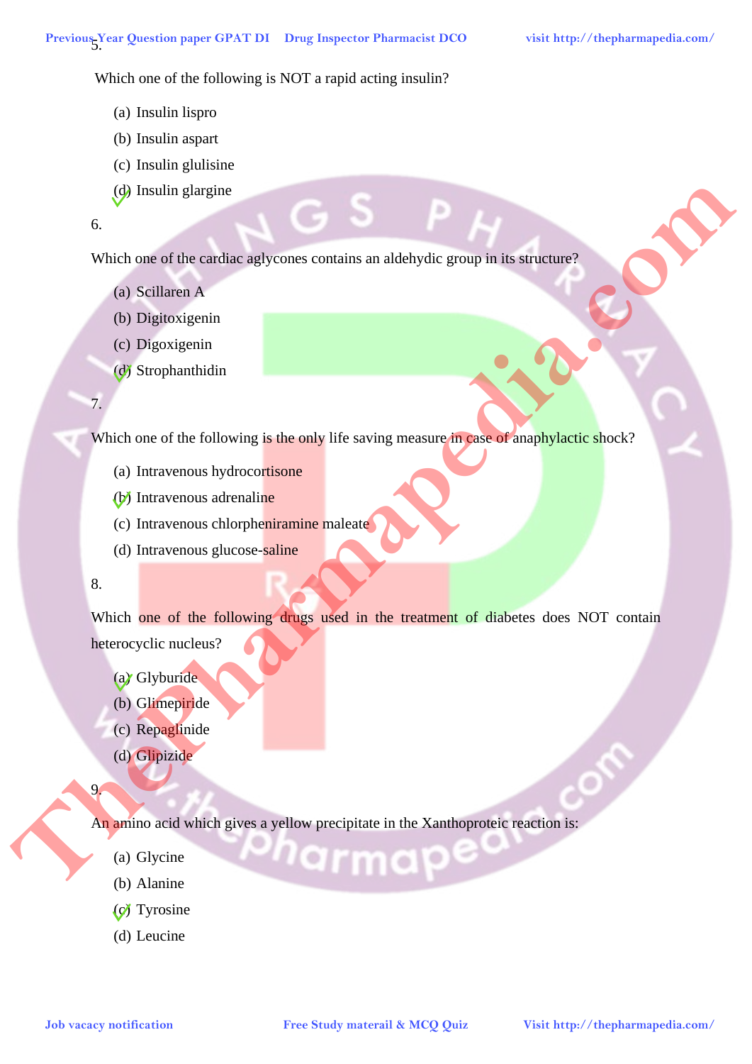5.

Which one of the following is NOT a rapid acting insulin?

(a) Insulin lispro

(b) Insulin aspart

(c) Insulin glulisine

(d) Insulin glargine ✓

6.

Which one of the cardiac aglycones contains an aldehydic group in its structure?

(a) Scillaren A

(b) Digitoxigenin

(c) Digoxigenin

(d) Strophanthidin ✓

7.

Which one of the following is the only life saving measure in case of anaphylactic shock?

(a) Intravenous hydrocortisone

(b) Intravenous adrenaline ✓

(c) Intravenous chlorpheniramine maleate

(d) Intravenous glucose-saline

8.

Which one of the following drugs used in the treatment of diabetes does NOT contain heterocyclic nucleus?

(a) Glyburide ✓

(b) Glimepiride

(c) Repaglinide

(d) Glipizide

9.

An amino acid which gives a yellow precipitate in the Xanthoproteic reaction is:

(a) Glycine

(b) Alanine

(c) Tyrosine ✓

(d) Leucine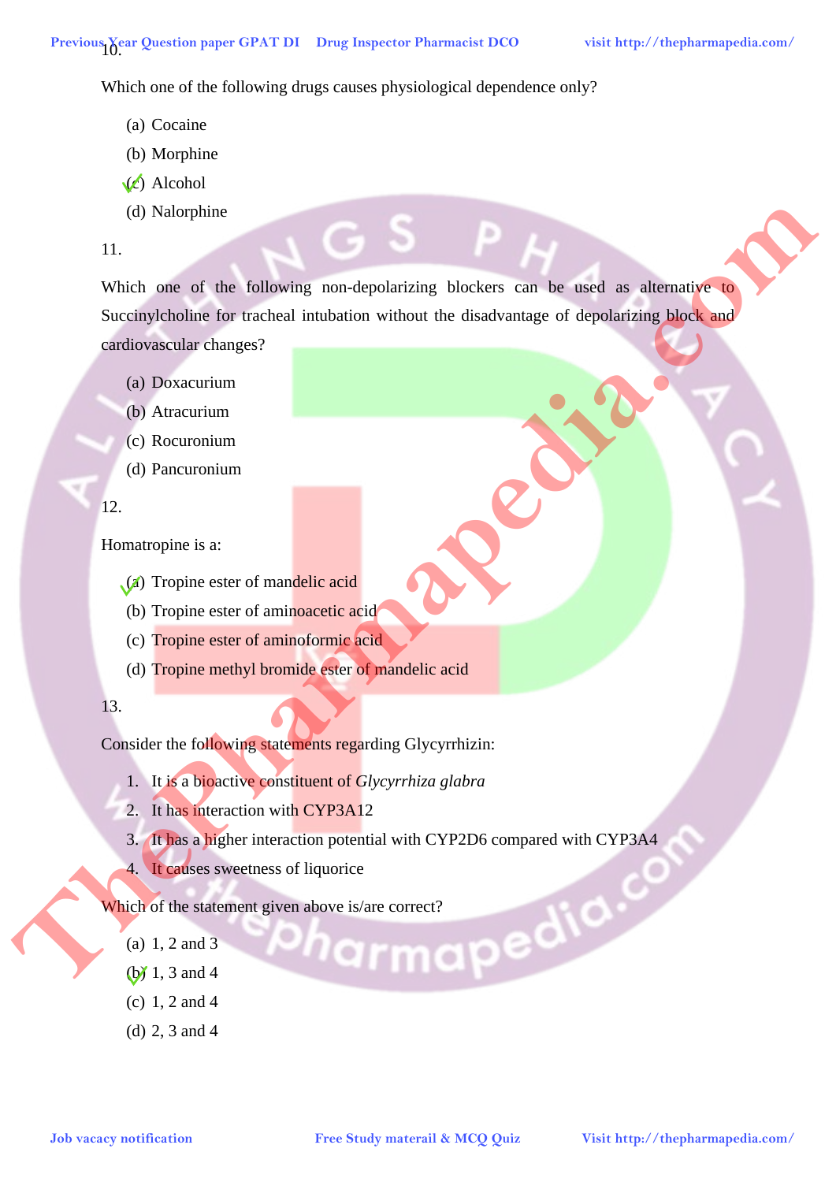10.

Which one of the following drugs causes physiological dependence only?

(a) Cocaine
(b) Morphine
(c) Alcohol ✓
(d) Nalorphine

11.

Which one of the following non-depolarizing blockers can be used as alternative to Succinylcholine for tracheal intubation without the disadvantage of depolarizing block and cardiovascular changes?

(a) Doxacurium
(b) Atracurium
(c) Rocuronium
(d) Pancuronium

12.

Homatropine is a:

(a) Tropine ester of mandelic acid ✓
(b) Tropine ester of aminoacetic acid
(c) Tropine ester of aminoformic acid
(d) Tropine methyl bromide ester of mandelic acid

13.

Consider the following statements regarding Glycyrrhizin:

1. It is a bioactive constituent of *Glycyrrhiza glabra*
2. It has interaction with CYP3A12
3. It has a higher interaction potential with CYP2D6 compared with CYP3A4
4. It causes sweetness of liquorice

Which of the statement given above is/are correct?

(a) 1, 2 and 3
(b) 1, 3 and 4 ✓
(c) 1, 2 and 4
(d) 2, 3 and 4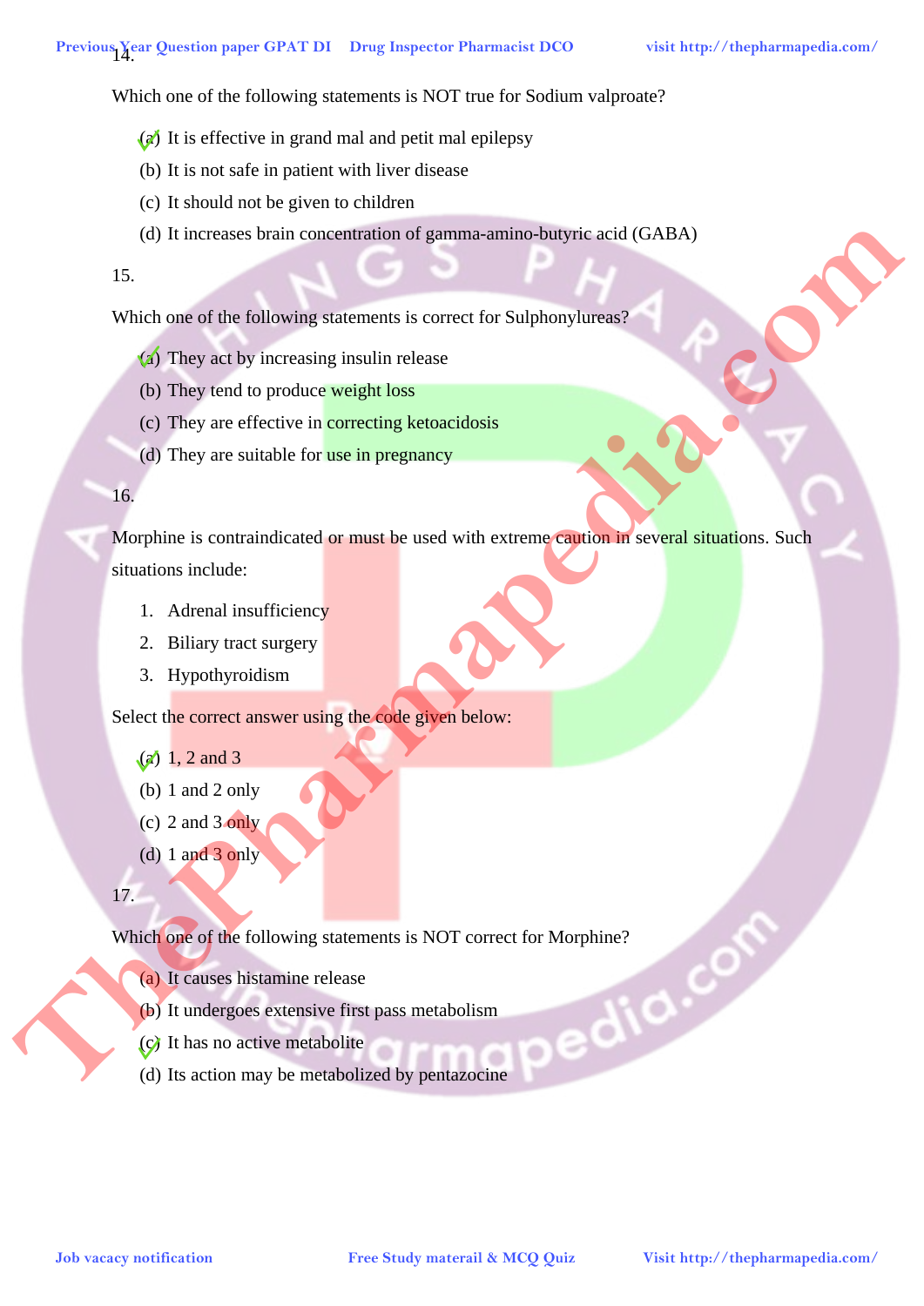14.

Which one of the following statements is NOT true for Sodium valproate?

(a) It is effective in grand mal and petit mal epilepsy
(b) It is not safe in patient with liver disease
(c) It should not be given to children
(d) It increases brain concentration of gamma-amino-butyric acid (GABA)

15.

Which one of the following statements is correct for Sulphonylureas?

(a) They act by increasing insulin release
(b) They tend to produce weight loss
(c) They are effective in correcting ketoacidosis
(d) They are suitable for use in pregnancy

16.

Morphine is contraindicated or must be used with extreme caution in several situations. Such situations include:

1. Adrenal insufficiency
2. Biliary tract surgery
3. Hypothyroidism

Select the correct answer using the code given below:

(a) 1, 2 and 3
(b) 1 and 2 only
(c) 2 and 3 only
(d) 1 and 3 only

17.

Which one of the following statements is NOT correct for Morphine?

(a) It causes histamine release
(b) It undergoes extensive first pass metabolism
(c) It has no active metabolite
(d) Its action may be metabolized by pentazocine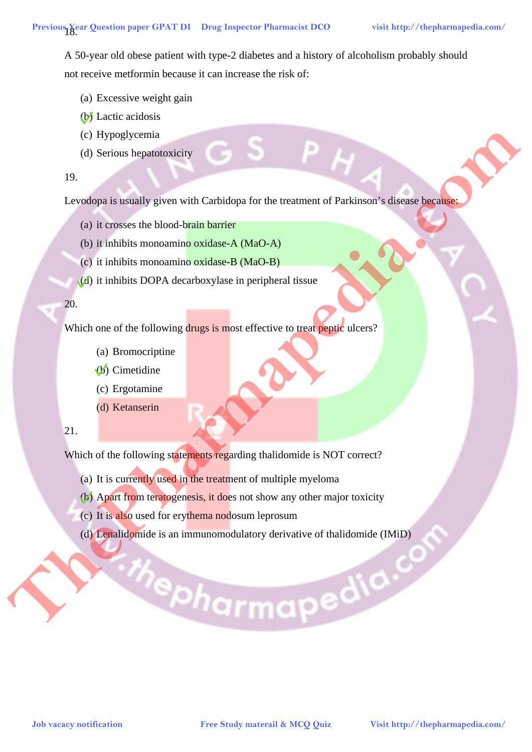18.

A 50-year old obese patient with type-2 diabetes and a history of alcoholism probably should not receive metformin because it can increase the risk of:

(a) Excessive weight gain
(b) Lactic acidosis
(c) Hypoglycemia
(d) Serious hepatotoxicity

19.

Levodopa is usually given with Carbidopa for the treatment of Parkinson's disease because:

(a) it crosses the blood-brain barrier
(b) it inhibits monoamino oxidase-A (MaO-A)
(c) it inhibits monoamino oxidase-B (MaO-B)
(d) it inhibits DOPA decarboxylase in peripheral tissue

20.

Which one of the following drugs is most effective to treat peptic ulcers?

(a) Bromocriptine
(b) Cimetidine
(c) Ergotamine
(d) Ketanserin

21.

Which of the following statements regarding thalidomide is NOT correct?

(a) It is currently used in the treatment of multiple myeloma
(b) Apart from teratogenesis, it does not show any other major toxicity
(c) It is also used for erythema nodosum leprosum
(d) Lenalidomide is an immunomodulatory derivative of thalidomide (IMiD)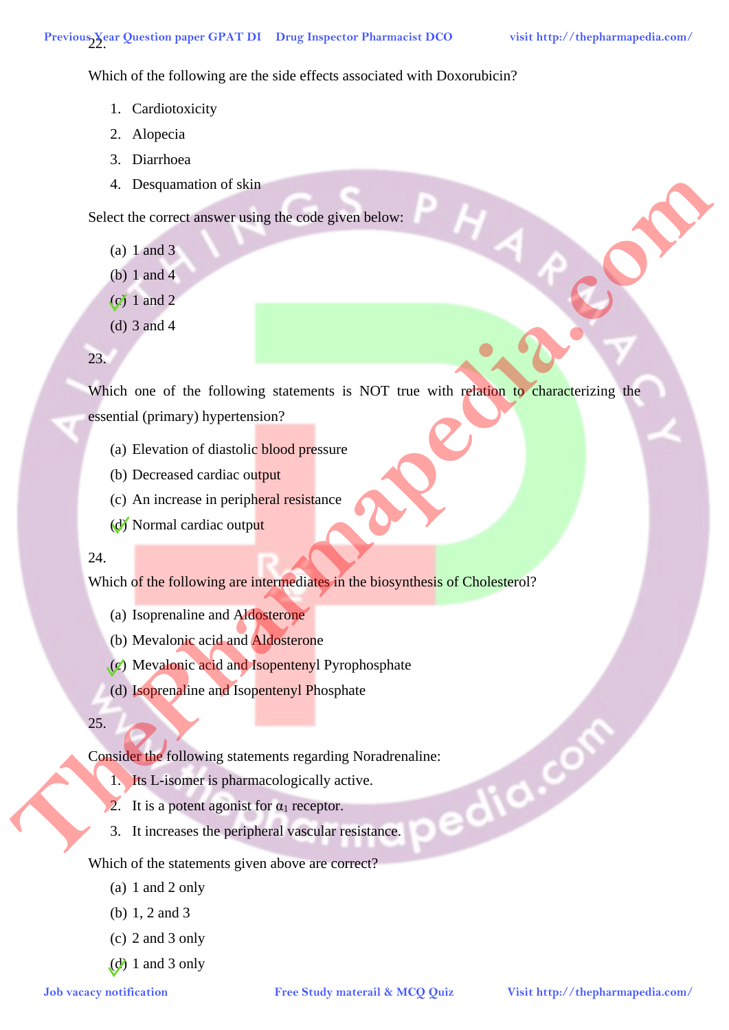22.

Which of the following are the side effects associated with Doxorubicin?

1. Cardiotoxicity
2. Alopecia
3. Diarrhoea
4. Desquamation of skin

Select the correct answer using the code given below:

(a) 1 and 3
(b) 1 and 4
(c) 1 and 2 ✓
(d) 3 and 4

23.

Which one of the following statements is NOT true with relation to characterizing the essential (primary) hypertension?

(a) Elevation of diastolic blood pressure
(b) Decreased cardiac output
(c) An increase in peripheral resistance
(d) Normal cardiac output ✓

24.

Which of the following are intermediates in the biosynthesis of Cholesterol?

(a) Isoprenaline and Aldosterone
(b) Mevalonic acid and Aldosterone
(c) Mevalonic acid and Isopentenyl Pyrophosphate ✓
(d) Isoprenaline and Isopentenyl Phosphate

25.

Consider the following statements regarding Noradrenaline:

1. Its L-isomer is pharmacologically active.
2. It is a potent agonist for $\alpha_1$ receptor.
3. It increases the peripheral vascular resistance.

Which of the statements given above are correct?

(a) 1 and 2 only
(b) 1, 2 and 3
(c) 2 and 3 only
(d) 1 and 3 only ✓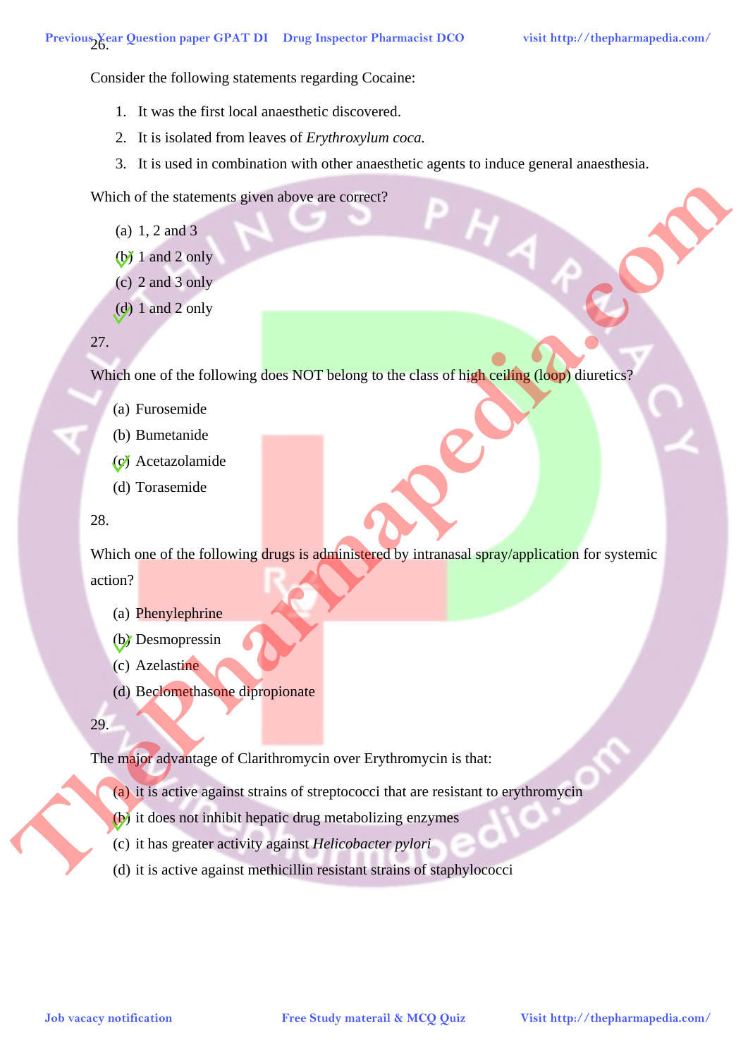26.

Consider the following statements regarding Cocaine:

1. It was the first local anaesthetic discovered.
2. It is isolated from leaves of *Erythroxylum coca.*
3. It is used in combination with other anaesthetic agents to induce general anaesthesia.

Which of the statements given above are correct?

(a) 1, 2 and 3
(b) 1 and 2 only
(c) 2 and 3 only
(d) 1 and 2 only

27.

Which one of the following does NOT belong to the class of high ceiling (loop) diuretics?

(a) Furosemide
(b) Bumetanide
(c) Acetazolamide
(d) Torasemide

28.

Which one of the following drugs is administered by intranasal spray/application for systemic action?

(a) Phenylephrine
(b) Desmopressin
(c) Azelastine
(d) Beclomethasone dipropionate

29.

The major advantage of Clarithromycin over Erythromycin is that:

(a) it is active against strains of streptococci that are resistant to erythromycin
(b) it does not inhibit hepatic drug metabolizing enzymes
(c) it has greater activity against *Helicobacter pylori*
(d) it is active against methicillin resistant strains of staphylococci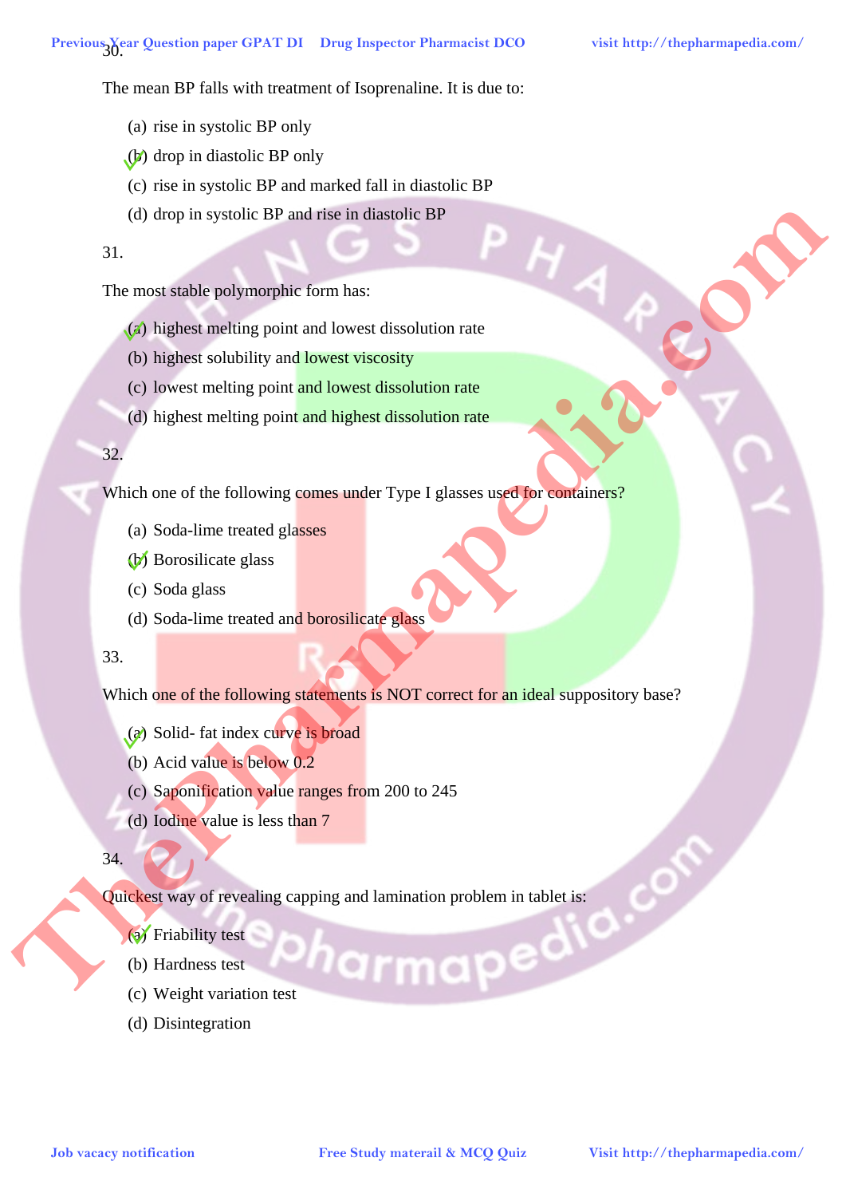30.

The mean BP falls with treatment of Isoprenaline. It is due to:

(a) rise in systolic BP only
(b) drop in diastolic BP only
(c) rise in systolic BP and marked fall in diastolic BP
(d) drop in systolic BP and rise in diastolic BP

31.

The most stable polymorphic form has:

(a) highest melting point and lowest dissolution rate
(b) highest solubility and lowest viscosity
(c) lowest melting point and lowest dissolution rate
(d) highest melting point and highest dissolution rate

32.

Which one of the following comes under Type I glasses used for containers?

(a) Soda-lime treated glasses
(b) Borosilicate glass
(c) Soda glass
(d) Soda-lime treated and borosilicate glass

33.

Which one of the following statements is NOT correct for an ideal suppository base?

(a) Solid- fat index curve is broad
(b) Acid value is below 0.2
(c) Saponification value ranges from 200 to 245
(d) Iodine value is less than 7

34.

Quickest way of revealing capping and lamination problem in tablet is:

(a) Friability test
(b) Hardness test
(c) Weight variation test
(d) Disintegration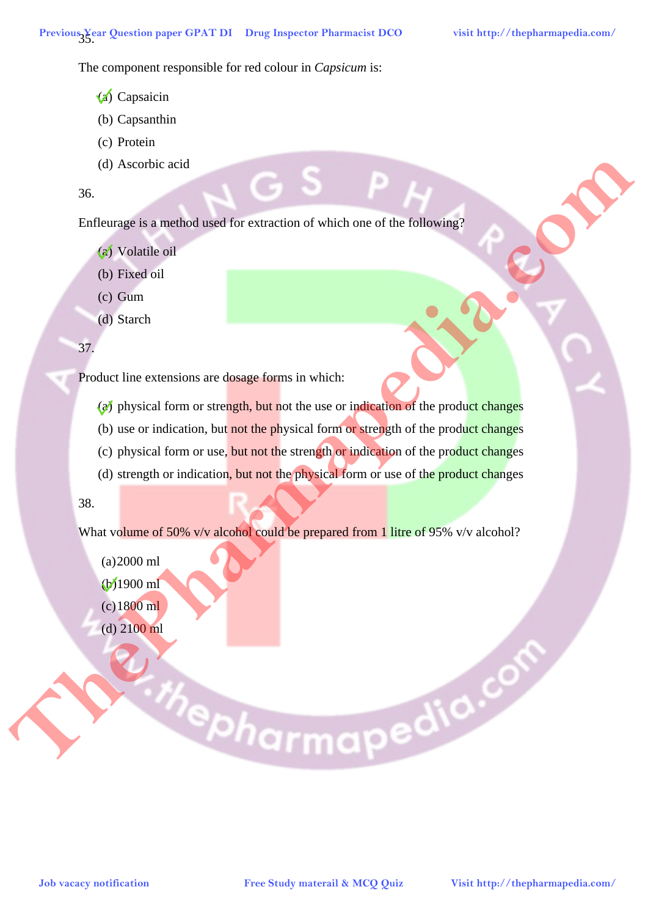35.

The component responsible for red colour in *Capsicum* is:

(a) Capsaicin
(b) Capsanthin
(c) Protein
(d) Ascorbic acid

36.

Enfleurage is a method used for extraction of which one of the following?

(a) Volatile oil
(b) Fixed oil
(c) Gum
(d) Starch

37.

Product line extensions are dosage forms in which:

(a) physical form or strength, but not the use or indication of the product changes
(b) use or indication, but not the physical form or strength of the product changes
(c) physical form or use, but not the strength or indication of the product changes
(d) strength or indication, but not the physical form or use of the product changes

38.

What volume of 50% v/v alcohol could be prepared from 1 litre of 95% v/v alcohol?

(a) 2000 ml
(b) 1900 ml
(c) 1800 ml
(d) 2100 ml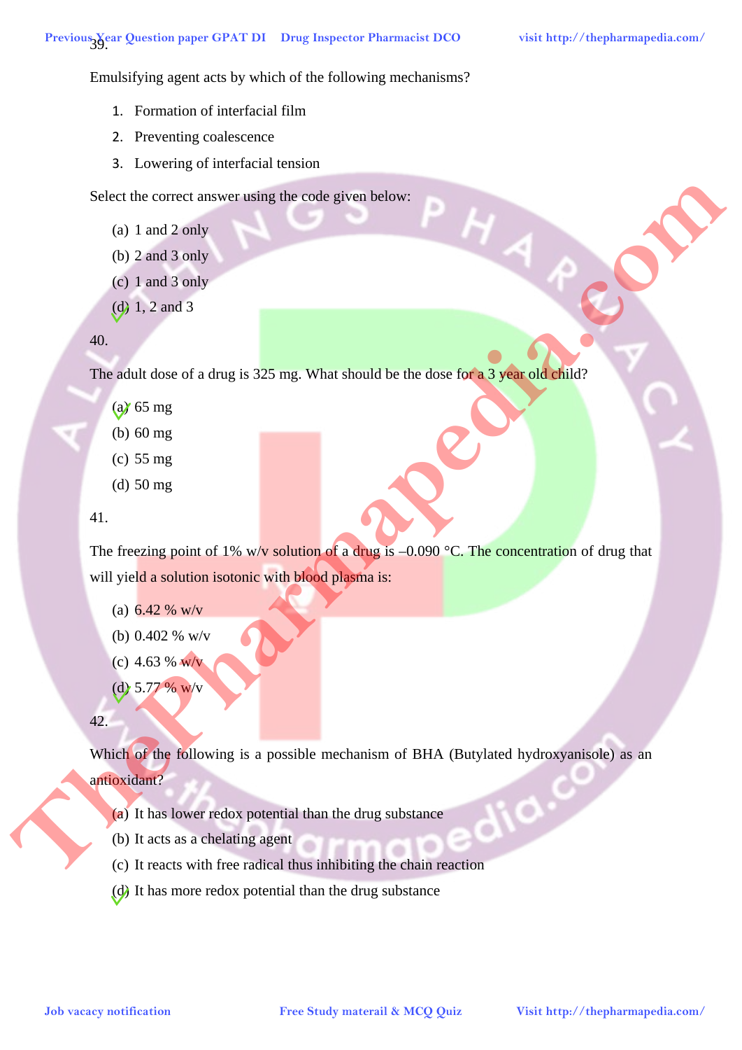39.

Emulsifying agent acts by which of the following mechanisms?

1. Formation of interfacial film
2. Preventing coalescence
3. Lowering of interfacial tension

Select the correct answer using the code given below:

(a) 1 and 2 only
(b) 2 and 3 only
(c) 1 and 3 only
(d) 1, 2 and 3 ✓

40.

The adult dose of a drug is 325 mg. What should be the dose for a 3 year old child?

(a) 65 mg ✓
(b) 60 mg
(c) 55 mg
(d) 50 mg

41.

The freezing point of 1% w/v solution of a drug is –0.090 °C. The concentration of drug that will yield a solution isotonic with blood plasma is:

(a) 6.42 % w/v
(b) 0.402 % w/v
(c) 4.63 % w/v
(d) 5.77 % w/v ✓

42.

Which of the following is a possible mechanism of BHA (Butylated hydroxyanisole) as an antioxidant?

(a) It has lower redox potential than the drug substance
(b) It acts as a chelating agent
(c) It reacts with free radical thus inhibiting the chain reaction
(d) It has more redox potential than the drug substance ✓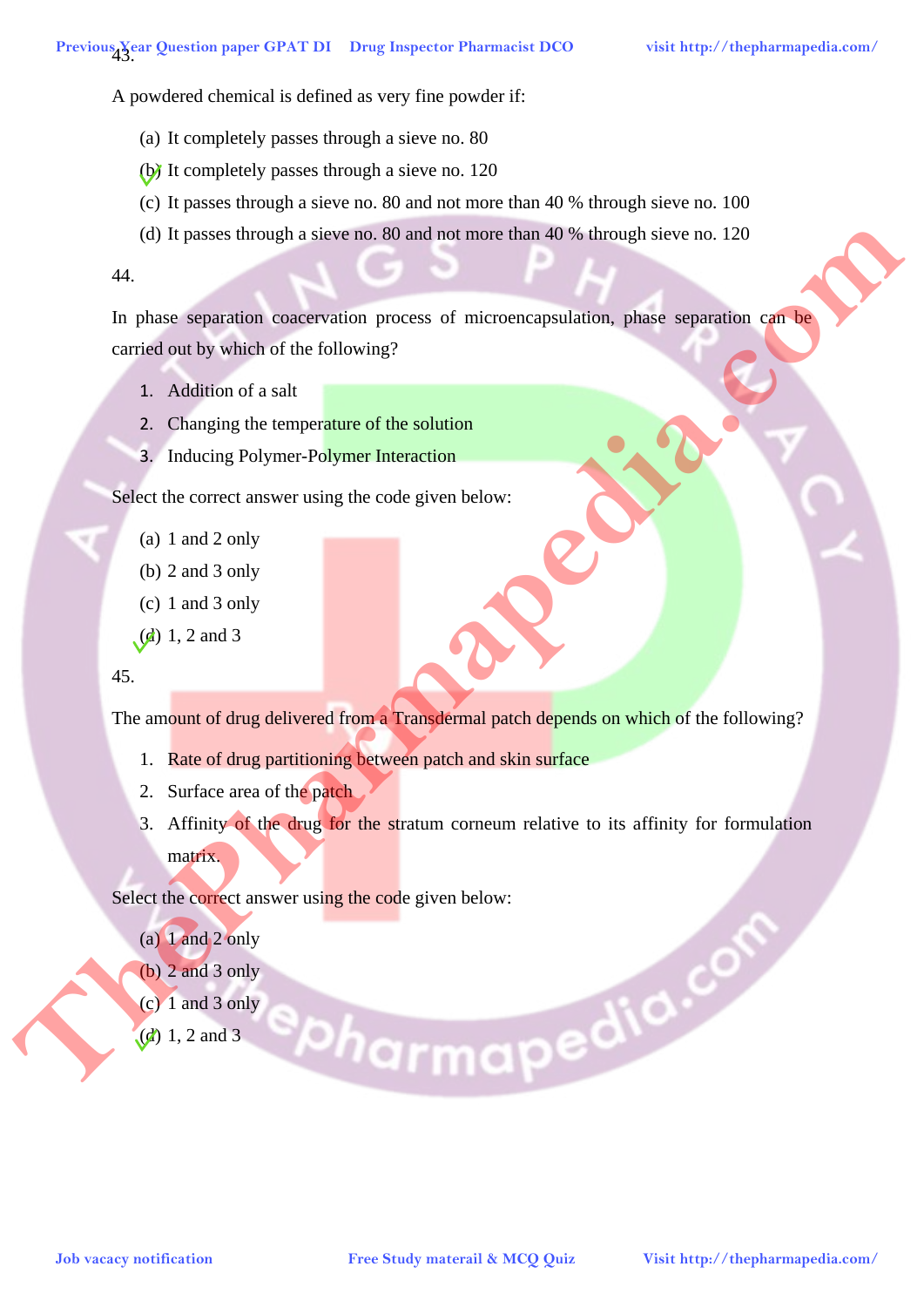43.

A powdered chemical is defined as very fine powder if:

(a) It completely passes through a sieve no. 80

(b) It completely passes through a sieve no. 120

(c) It passes through a sieve no. 80 and not more than 40 % through sieve no. 100

(d) It passes through a sieve no. 80 and not more than 40 % through sieve no. 120

44.

In phase separation coacervation process of microencapsulation, phase separation can be carried out by which of the following?

1. Addition of a salt
2. Changing the temperature of the solution
3. Inducing Polymer-Polymer Interaction

Select the correct answer using the code given below:

(a) 1 and 2 only

(b) 2 and 3 only

(c) 1 and 3 only

(d) 1, 2 and 3

45.

The amount of drug delivered from a Transdermal patch depends on which of the following?

1. Rate of drug partitioning between patch and skin surface
2. Surface area of the patch
3. Affinity of the drug for the stratum corneum relative to its affinity for formulation matrix.

Select the correct answer using the code given below:

(a) 1 and 2 only

(b) 2 and 3 only

(c) 1 and 3 only

(d) 1, 2 and 3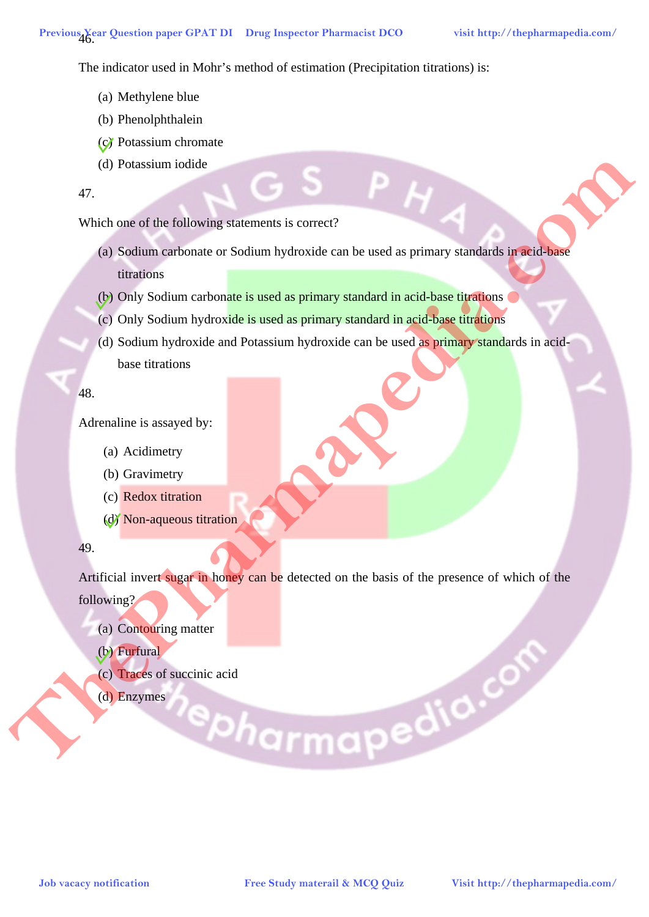46.

The indicator used in Mohr's method of estimation (Precipitation titrations) is:

(a) Methylene blue
(b) Phenolphthalein
(c) Potassium chromate ✓
(d) Potassium iodide

47.

Which one of the following statements is correct?

(a) Sodium carbonate or Sodium hydroxide can be used as primary standards in acid-base titrations
(b) Only Sodium carbonate is used as primary standard in acid-base titrations ✓
(c) Only Sodium hydroxide is used as primary standard in acid-base titrations
(d) Sodium hydroxide and Potassium hydroxide can be used as primary standards in acid-base titrations

48.

Adrenaline is assayed by:

(a) Acidimetry
(b) Gravimetry
(c) Redox titration
(d) Non-aqueous titration ✓

49.

Artificial invert sugar in honey can be detected on the basis of the presence of which of the following?

(a) Contouring matter
(b) Furfural ✓
(c) Traces of succinic acid
(d) Enzymes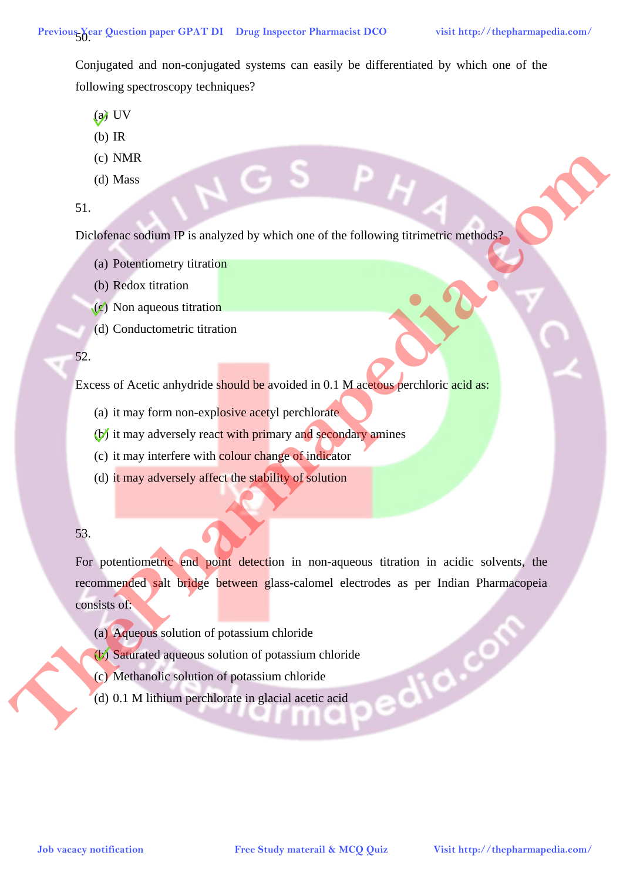50.

Conjugated and non-conjugated systems can easily be differentiated by which one of the following spectroscopy techniques?

(a) UV ✓
(b) IR
(c) NMR
(d) Mass

51.

Diclofenac sodium IP is analyzed by which one of the following titrimetric methods?

(a) Potentiometry titration
(b) Redox titration
(c) Non aqueous titration ✓
(d) Conductometric titration

52.

Excess of Acetic anhydride should be avoided in 0.1 M acetous perchloric acid as:

(a) it may form non-explosive acetyl perchlorate
(b) it may adversely react with primary and secondary amines ✓
(c) it may interfere with colour change of indicator
(d) it may adversely affect the stability of solution

53.

For potentiometric end point detection in non-aqueous titration in acidic solvents, the recommended salt bridge between glass-calomel electrodes as per Indian Pharmacopeia consists of:

(a) Aqueous solution of potassium chloride
(b) Saturated aqueous solution of potassium chloride ✓
(c) Methanolic solution of potassium chloride
(d) 0.1 M lithium perchlorate in glacial acetic acid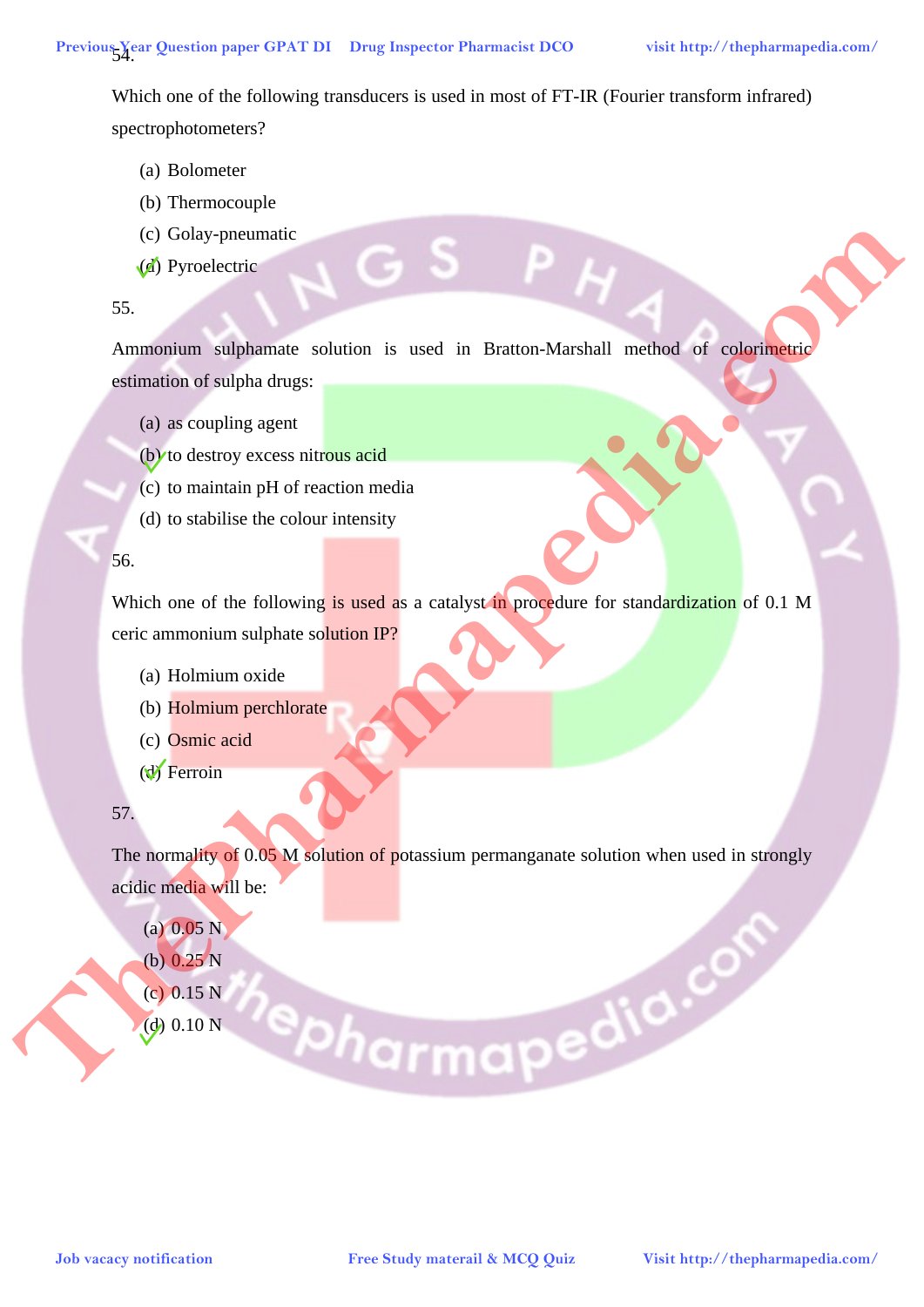54.

Which one of the following transducers is used in most of FT-IR (Fourier transform infrared) spectrophotometers?

(a) Bolometer

(b) Thermocouple

(c) Golay-pneumatic

(d) Pyroelectric ✓

55.

Ammonium sulphamate solution is used in Bratton-Marshall method of colorimetric estimation of sulpha drugs:

(a) as coupling agent

(b) to destroy excess nitrous acid ✓

(c) to maintain pH of reaction media

(d) to stabilise the colour intensity

56.

Which one of the following is used as a catalyst in procedure for standardization of 0.1 M ceric ammonium sulphate solution IP?

(a) Holmium oxide

(b) Holmium perchlorate

(c) Osmic acid

(d) Ferroin ✓

57.

The normality of 0.05 M solution of potassium permanganate solution when used in strongly acidic media will be:

(a) 0.05 N

(b) 0.25 N

(c) 0.15 N

(d) 0.10 N ✓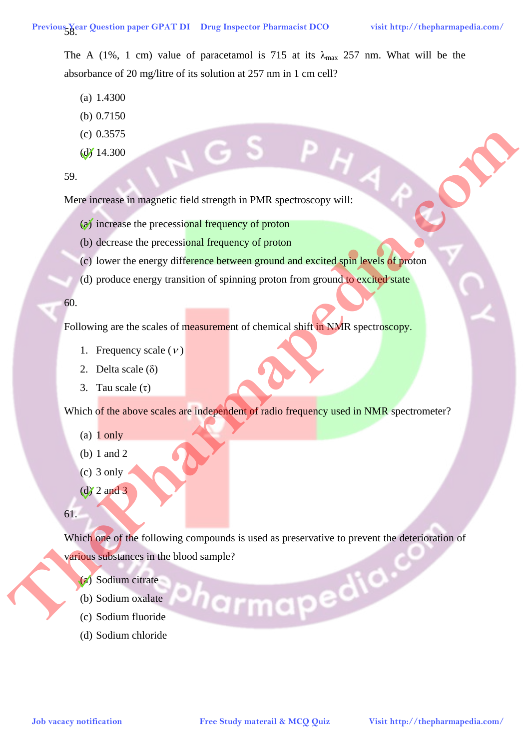58.

The A (1%, 1 cm) value of paracetamol is 715 at its $\lambda_{max}$ 257 nm. What will be the absorbance of 20 mg/litre of its solution at 257 nm in 1 cm cell?

(a) 1.4300

(b) 0.7150

(c) 0.3575

(d) 14.300

59.

Mere increase in magnetic field strength in PMR spectroscopy will:

(a) increase the precessional frequency of proton

(b) decrease the precessional frequency of proton

(c) lower the energy difference between ground and excited spin levels of proton

(d) produce energy transition of spinning proton from ground to excited state

60.

Following are the scales of measurement of chemical shift in NMR spectroscopy.

1. Frequency scale ($\nu$)
2. Delta scale ($\delta$)
3. Tau scale ($\tau$)

Which of the above scales are independent of radio frequency used in NMR spectrometer?

(a) 1 only

(b) 1 and 2

(c) 3 only

(d) 2 and 3

61.

Which one of the following compounds is used as preservative to prevent the deterioration of various substances in the blood sample?

(a) Sodium citrate

(b) Sodium oxalate

(c) Sodium fluoride

(d) Sodium chloride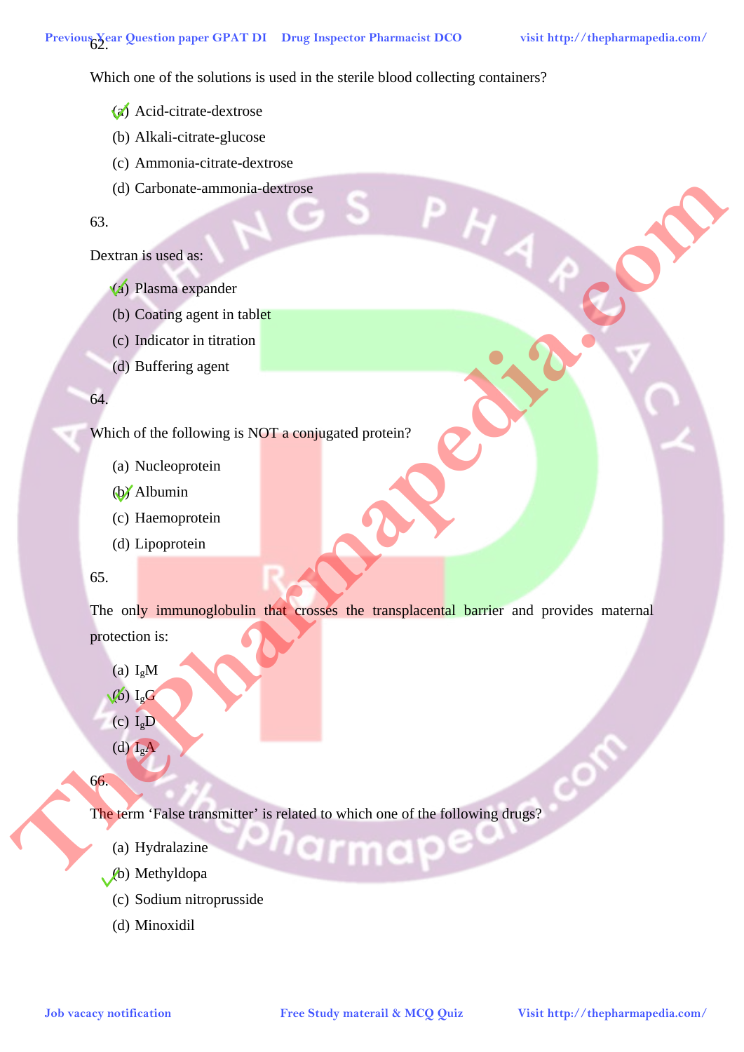62.

Which one of the solutions is used in the sterile blood collecting containers?

(a) Acid-citrate-dextrose ✓
(b) Alkali-citrate-glucose
(c) Ammonia-citrate-dextrose
(d) Carbonate-ammonia-dextrose

63.

Dextran is used as:

(a) Plasma expander ✓
(b) Coating agent in tablet
(c) Indicator in titration
(d) Buffering agent

64.

Which of the following is NOT a conjugated protein?

(a) Nucleoprotein
(b) Albumin ✓
(c) Haemoprotein
(d) Lipoprotein

65.

The only immunoglobulin that crosses the transplacental barrier and provides maternal protection is:

(a) $I_gM$
(b) $I_gG$ ✓
(c) $I_gD$
(d) $I_gA$

66.

The term 'False transmitter' is related to which one of the following drugs?

(a) Hydralazine
(b) Methyldopa ✓
(c) Sodium nitroprusside
(d) Minoxidil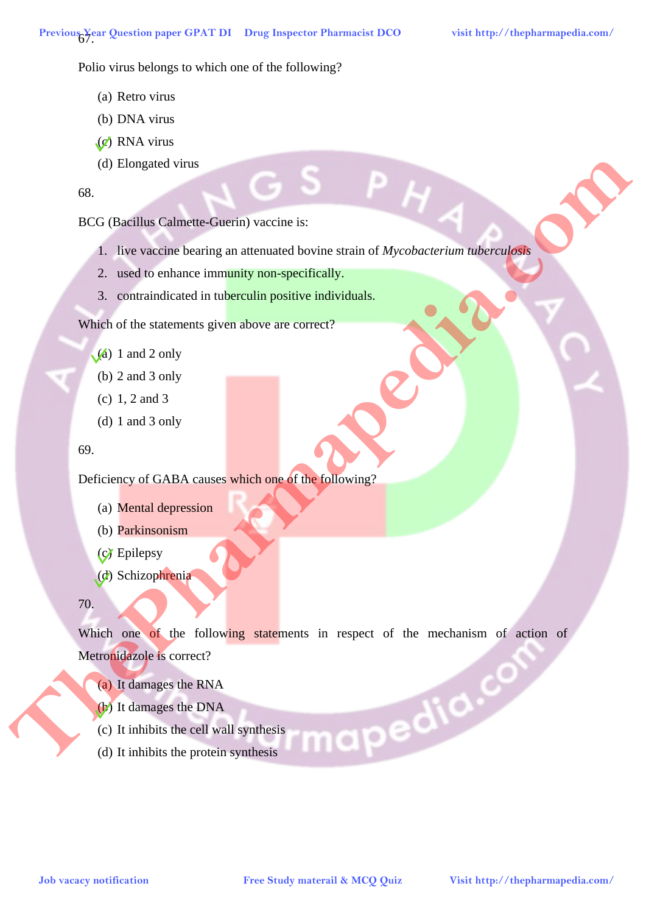67.

Polio virus belongs to which one of the following?

(a) Retro virus

(b) DNA virus

(c) RNA virus

(d) Elongated virus

68.

BCG (Bacillus Calmette-Guerin) vaccine is:

1. live vaccine bearing an attenuated bovine strain of *Mycobacterium tuberculosis*
2. used to enhance immunity non-specifically.
3. contraindicated in tuberculin positive individuals.

Which of the statements given above are correct?

(a) 1 and 2 only

(b) 2 and 3 only

(c) 1, 2 and 3

(d) 1 and 3 only

69.

Deficiency of GABA causes which one of the following?

(a) Mental depression

(b) Parkinsonism

(c) Epilepsy

(d) Schizophrenia

70.

Which one of the following statements in respect of the mechanism of action of Metronidazole is correct?

(a) It damages the RNA

(b) It damages the DNA

(c) It inhibits the cell wall synthesis

(d) It inhibits the protein synthesis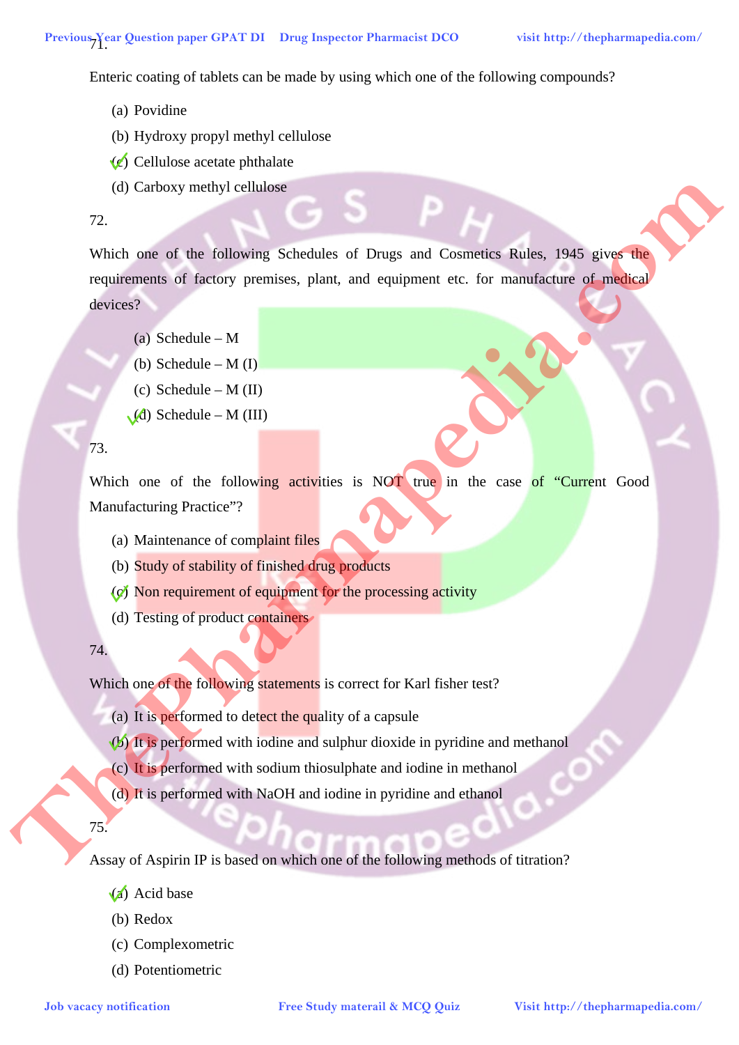71.

Enteric coating of tablets can be made by using which one of the following compounds?

(a) Povidine
(b) Hydroxy propyl methyl cellulose
(c) Cellulose acetate phthalate ✓
(d) Carboxy methyl cellulose

72.

Which one of the following Schedules of Drugs and Cosmetics Rules, 1945 gives the requirements of factory premises, plant, and equipment etc. for manufacture of medical devices?

(a) Schedule – M
(b) Schedule – M (I)
(c) Schedule – M (II)
(d) Schedule – M (III) ✓

73.

Which one of the following activities is NOT true in the case of "Current Good Manufacturing Practice"?

(a) Maintenance of complaint files
(b) Study of stability of finished drug products
(c) Non requirement of equipment for the processing activity ✓
(d) Testing of product containers

74.

Which one of the following statements is correct for Karl fisher test?

(a) It is performed to detect the quality of a capsule
(b) It is performed with iodine and sulphur dioxide in pyridine and methanol ✓
(c) It is performed with sodium thiosulphate and iodine in methanol
(d) It is performed with NaOH and iodine in pyridine and ethanol

75.

Assay of Aspirin IP is based on which one of the following methods of titration?

(a) Acid base ✓
(b) Redox
(c) Complexometric
(d) Potentiometric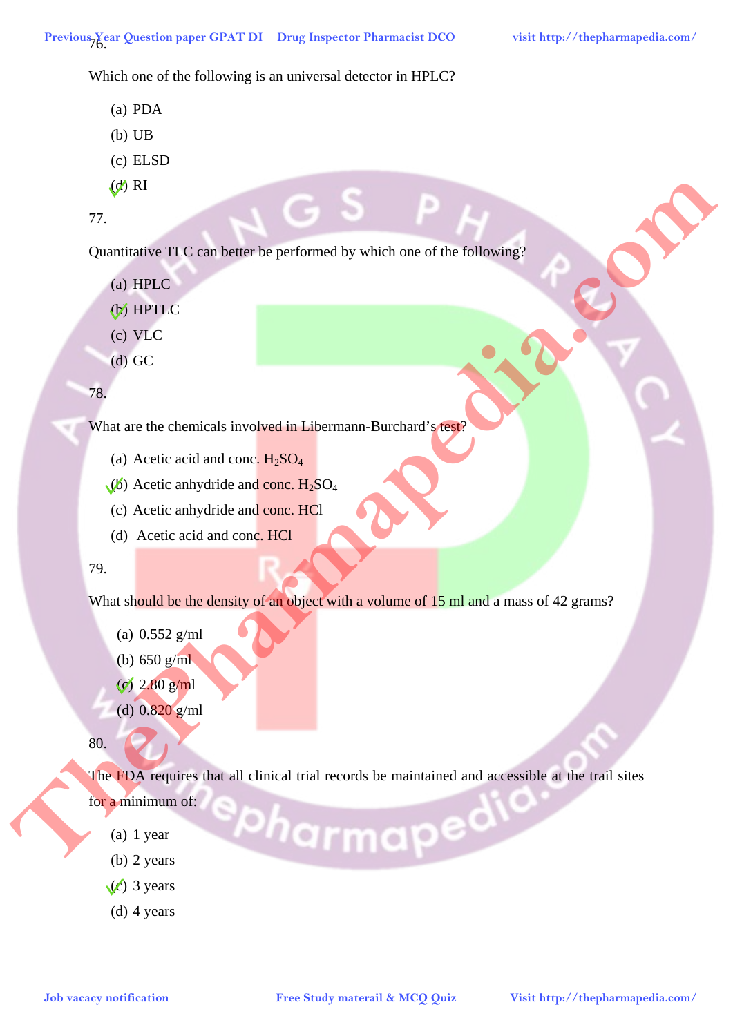76.

Which one of the following is an universal detector in HPLC?

(a) PDA

(b) UB

(c) ELSD

(d) RI

77.

Quantitative TLC can better be performed by which one of the following?

(a) HPLC

(b) HPTLC

(c) VLC

(d) GC

78.

What are the chemicals involved in Libermann-Burchard's test?

(a) Acetic acid and conc. $H_2SO_4$

(b) Acetic anhydride and conc. $H_2SO_4$

(c) Acetic anhydride and conc. HCl

(d) Acetic acid and conc. HCl

79.

What should be the density of an object with a volume of 15 ml and a mass of 42 grams?

(a) 0.552 g/ml

(b) 650 g/ml

(c) 2.80 g/ml

(d) 0.820 g/ml

80.

The FDA requires that all clinical trial records be maintained and accessible at the trail sites for a minimum of:

(a) 1 year

(b) 2 years

(c) 3 years

(d) 4 years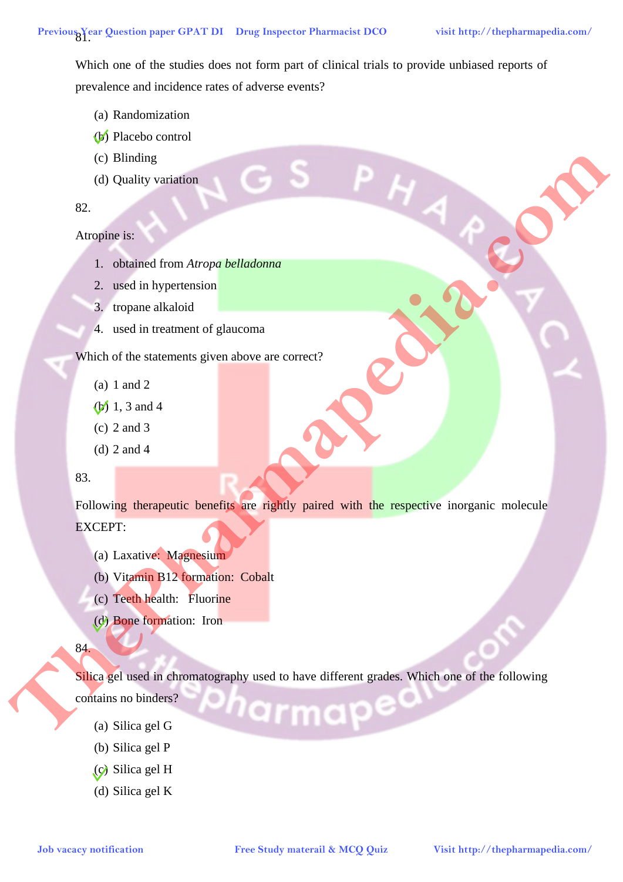81.

Which one of the studies does not form part of clinical trials to provide unbiased reports of prevalence and incidence rates of adverse events?

(a) Randomization

(b) Placebo control

(c) Blinding

(d) Quality variation

82.

Atropine is:

1. obtained from *Atropa belladonna*
2. used in hypertension
3. tropane alkaloid
4. used in treatment of glaucoma

Which of the statements given above are correct?

(a) 1 and 2

(b) 1, 3 and 4

(c) 2 and 3

(d) 2 and 4

83.

Following therapeutic benefits are rightly paired with the respective inorganic molecule EXCEPT:

(a) Laxative: Magnesium

(b) Vitamin B12 formation: Cobalt

(c) Teeth health: Fluorine

(d) Bone formation: Iron

84.

Silica gel used in chromatography used to have different grades. Which one of the following contains no binders?

(a) Silica gel G

(b) Silica gel P

(c) Silica gel H

(d) Silica gel K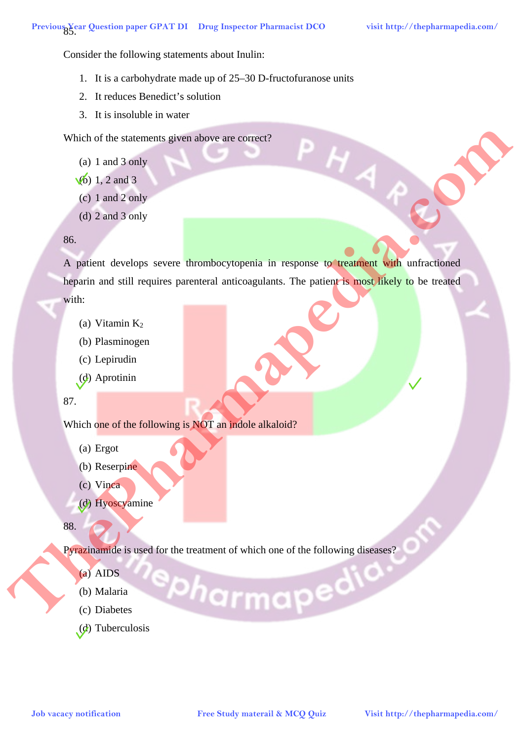85.

Consider the following statements about Inulin:

1. It is a carbohydrate made up of 25–30 D-fructofuranose units
2. It reduces Benedict's solution
3. It is insoluble in water

Which of the statements given above are correct?

(a) 1 and 3 only
(b) 1, 2 and 3
(c) 1 and 2 only
(d) 2 and 3 only

86.

A patient develops severe thrombocytopenia in response to treatment with unfractioned heparin and still requires parenteral anticoagulants. The patient is most likely to be treated with:

(a) Vitamin $K_2$
(b) Plasminogen
(c) Lepirudin
(d) Aprotinin

87.

Which one of the following is NOT an indole alkaloid?

(a) Ergot
(b) Reserpine
(c) Vinca
(d) Hyoscyamine

88.

Pyrazinamide is used for the treatment of which one of the following diseases?

(a) AIDS
(b) Malaria
(c) Diabetes
(d) Tuberculosis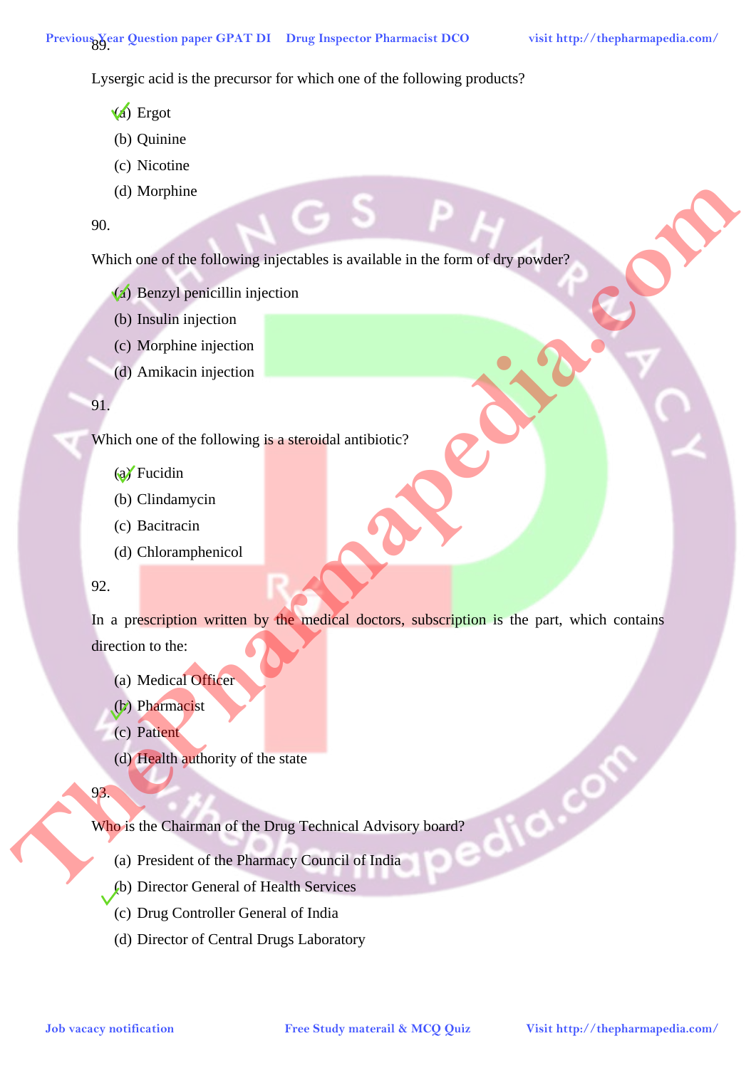89.

Lysergic acid is the precursor for which one of the following products?

✓(a) Ergot
(b) Quinine
(c) Nicotine
(d) Morphine

90.

Which one of the following injectables is available in the form of dry powder?

✓(a) Benzyl penicillin injection
(b) Insulin injection
(c) Morphine injection
(d) Amikacin injection

91.

Which one of the following is a steroidal antibiotic?

✓(a) Fucidin
(b) Clindamycin
(c) Bacitracin
(d) Chloramphenicol

92.

In a prescription written by the medical doctors, subscription is the part, which contains direction to the:

(a) Medical Officer
✓(b) Pharmacist
(c) Patient
(d) Health authority of the state

93.

Who is the Chairman of the Drug Technical Advisory board?

(a) President of the Pharmacy Council of India
✓(b) Director General of Health Services
(c) Drug Controller General of India
(d) Director of Central Drugs Laboratory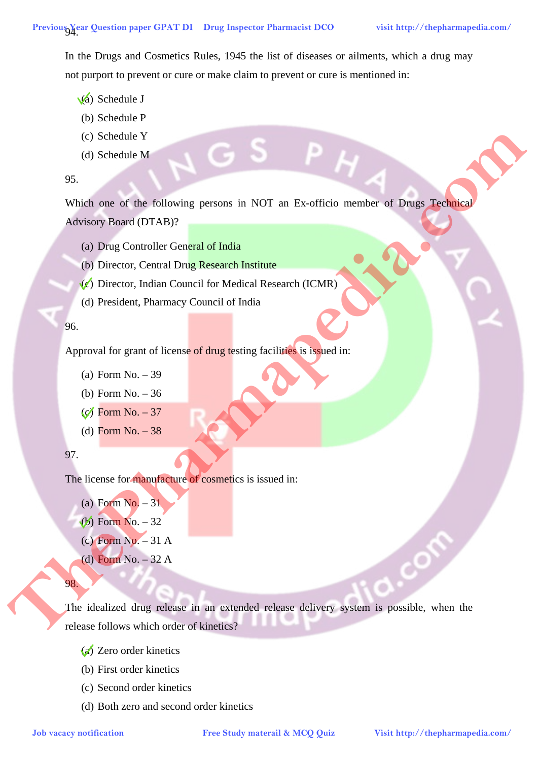94.

In the Drugs and Cosmetics Rules, 1945 the list of diseases or ailments, which a drug may not purport to prevent or cure or make claim to prevent or cure is mentioned in:

✓(a) Schedule J
(b) Schedule P
(c) Schedule Y
(d) Schedule M

95.

Which one of the following persons in NOT an Ex-officio member of Drugs Technical Advisory Board (DTAB)?

(a) Drug Controller General of India
(b) Director, Central Drug Research Institute
✓(c) Director, Indian Council for Medical Research (ICMR)
(d) President, Pharmacy Council of India

96.

Approval for grant of license of drug testing facilities is issued in:

(a) Form No. – 39
(b) Form No. – 36
✓(c) Form No. – 37
(d) Form No. – 38

97.

The license for manufacture of cosmetics is issued in:

(a) Form No. – 31
✓(b) Form No. – 32
(c) Form No. – 31 A
(d) Form No. – 32 A

98.

The idealized drug release in an extended release delivery system is possible, when the release follows which order of kinetics?

✓(a) Zero order kinetics
(b) First order kinetics
(c) Second order kinetics
(d) Both zero and second order kinetics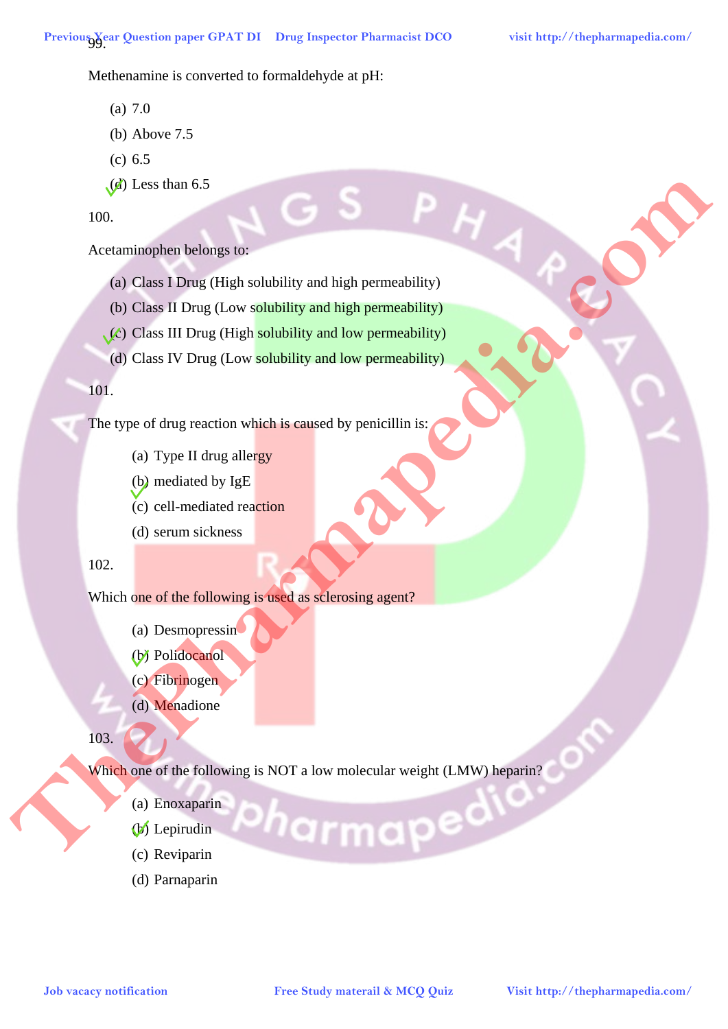99.

Methenamine is converted to formaldehyde at pH:

(a) 7.0
(b) Above 7.5
(c) 6.5
✓(d) Less than 6.5

100.

Acetaminophen belongs to:

(a) Class I Drug (High solubility and high permeability)
(b) Class II Drug (Low solubility and high permeability)
✓(c) Class III Drug (High solubility and low permeability)
(d) Class IV Drug (Low solubility and low permeability)

101.

The type of drug reaction which is caused by penicillin is:

(a) Type II drug allergy
✓(b) mediated by IgE
(c) cell-mediated reaction
(d) serum sickness

102.

Which one of the following is used as sclerosing agent?

(a) Desmopressin
✓(b) Polidocanol
(c) Fibrinogen
(d) Menadione

103.

Which one of the following is NOT a low molecular weight (LMW) heparin?

(a) Enoxaparin
✓(b) Lepirudin
(c) Reviparin
(d) Parnaparin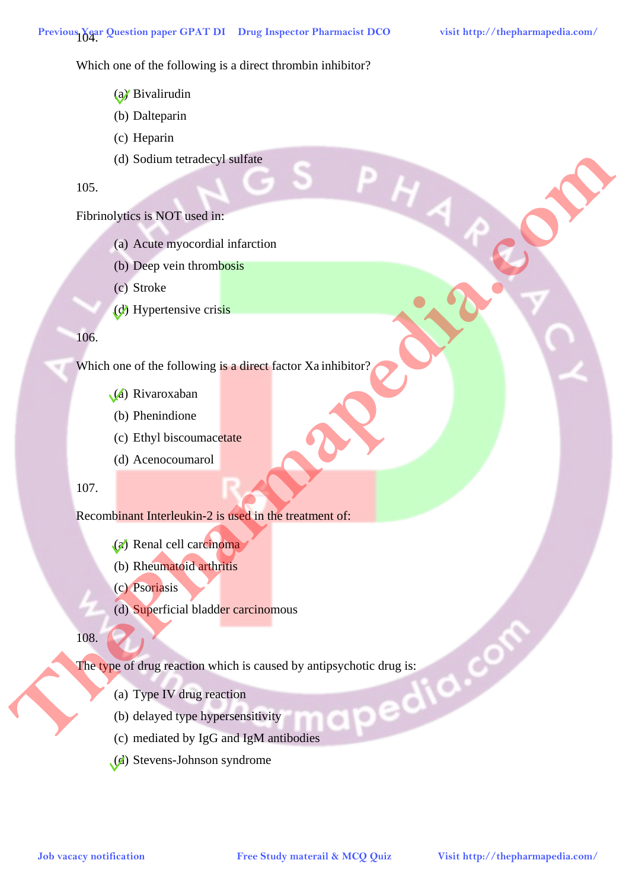104.

Which one of the following is a direct thrombin inhibitor?

(a) Bivalirudin
(b) Dalteparin
(c) Heparin
(d) Sodium tetradecyl sulfate

105.

Fibrinolytics is NOT used in:

(a) Acute myocordial infarction
(b) Deep vein thrombosis
(c) Stroke
(d) Hypertensive crisis

106.

Which one of the following is a direct factor Xa inhibitor?

(a) Rivaroxaban
(b) Phenindione
(c) Ethyl biscoumacetate
(d) Acenocoumarol

107.

Recombinant Interleukin-2 is used in the treatment of:

(a) Renal cell carcinoma
(b) Rheumatoid arthritis
(c) Psoriasis
(d) Superficial bladder carcinomous

108.

The type of drug reaction which is caused by antipsychotic drug is:

(a) Type IV drug reaction
(b) delayed type hypersensitivity
(c) mediated by IgG and IgM antibodies
(d) Stevens-Johnson syndrome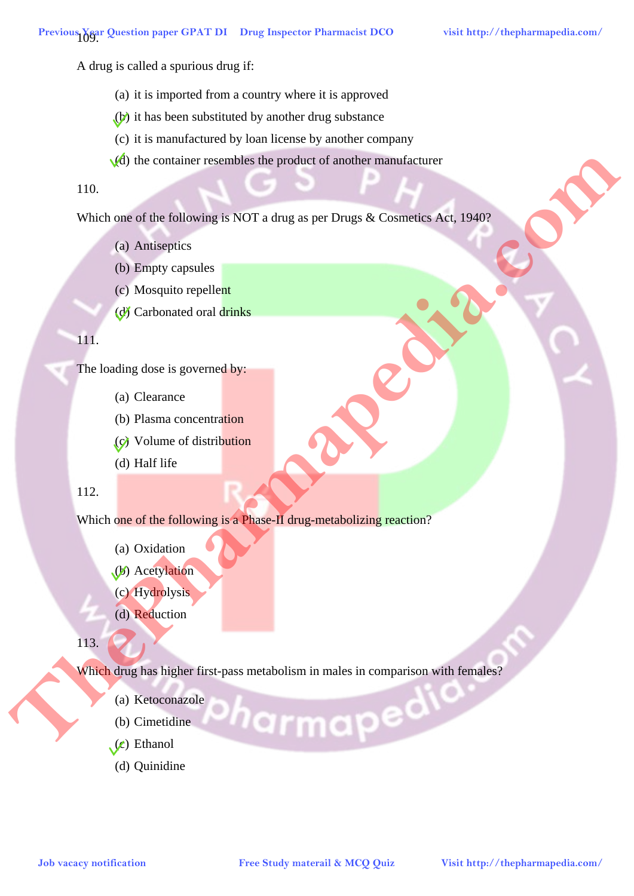109.

A drug is called a spurious drug if:

(a) it is imported from a country where it is approved

(b) it has been substituted by another drug substance

(c) it is manufactured by loan license by another company

(d) the container resembles the product of another manufacturer

110.

Which one of the following is NOT a drug as per Drugs & Cosmetics Act, 1940?

(a) Antiseptics

(b) Empty capsules

(c) Mosquito repellent

(d) Carbonated oral drinks

111.

The loading dose is governed by:

(a) Clearance

(b) Plasma concentration

(c) Volume of distribution

(d) Half life

112.

Which one of the following is a Phase-II drug-metabolizing reaction?

(a) Oxidation

(b) Acetylation

(c) Hydrolysis

(d) Reduction

113.

Which drug has higher first-pass metabolism in males in comparison with females?

(a) Ketoconazole

(b) Cimetidine

(c) Ethanol

(d) Quinidine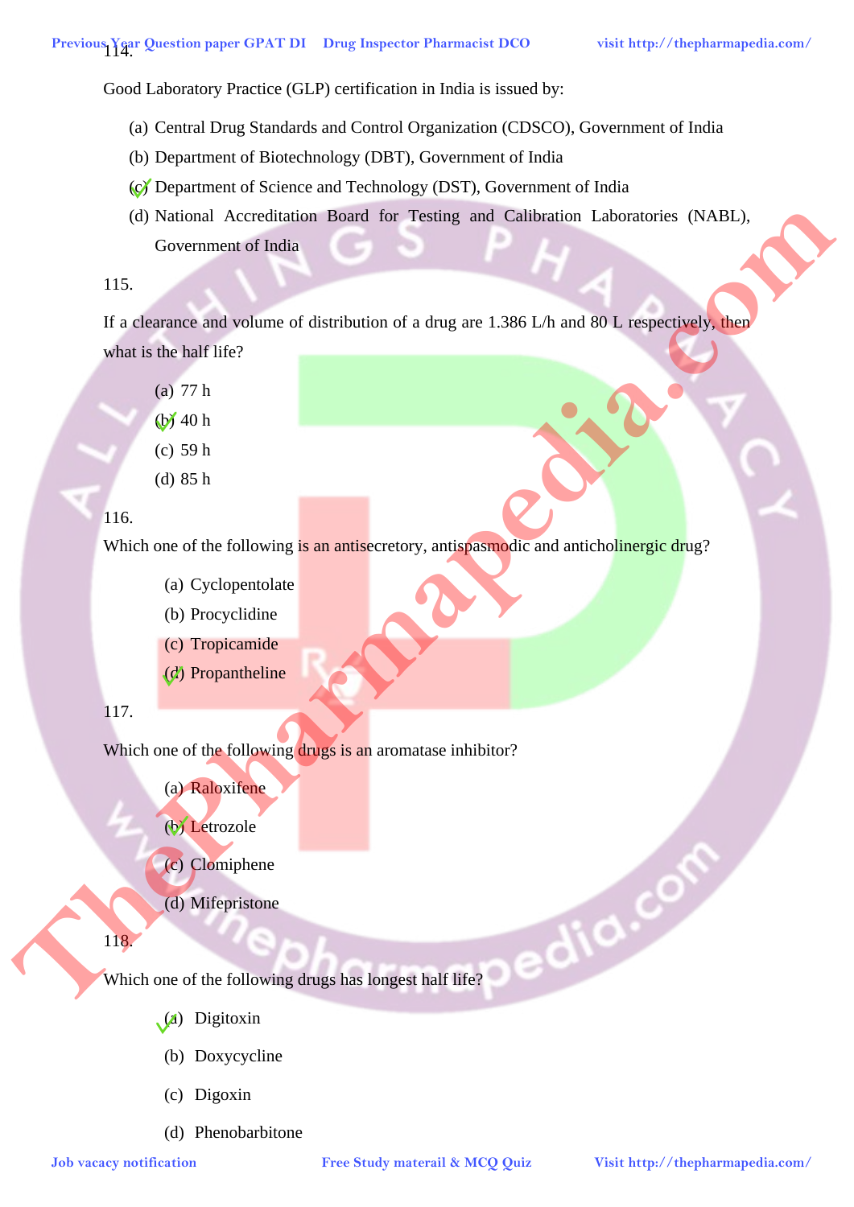114.

Good Laboratory Practice (GLP) certification in India is issued by:

(a) Central Drug Standards and Control Organization (CDSCO), Government of India

(b) Department of Biotechnology (DBT), Government of India

(c) Department of Science and Technology (DST), Government of India ✓

(d) National Accreditation Board for Testing and Calibration Laboratories (NABL), Government of India

115.

If a clearance and volume of distribution of a drug are 1.386 L/h and 80 L respectively, then what is the half life?

(a) 77 h

(b) 40 h ✓

(c) 59 h

(d) 85 h

116.

Which one of the following is an antisecretory, antispasmodic and anticholinergic drug?

(a) Cyclopentolate

(b) Procyclidine

(c) Tropicamide

(d) Propantheline ✓

117.

Which one of the following drugs is an aromatase inhibitor?

(a) Raloxifene

(b) Letrozole ✓

(c) Clomiphene

(d) Mifepristone

118.

Which one of the following drugs has longest half life?

(a) Digitoxin ✓

(b) Doxycycline

(c) Digoxin

(d) Phenobarbitone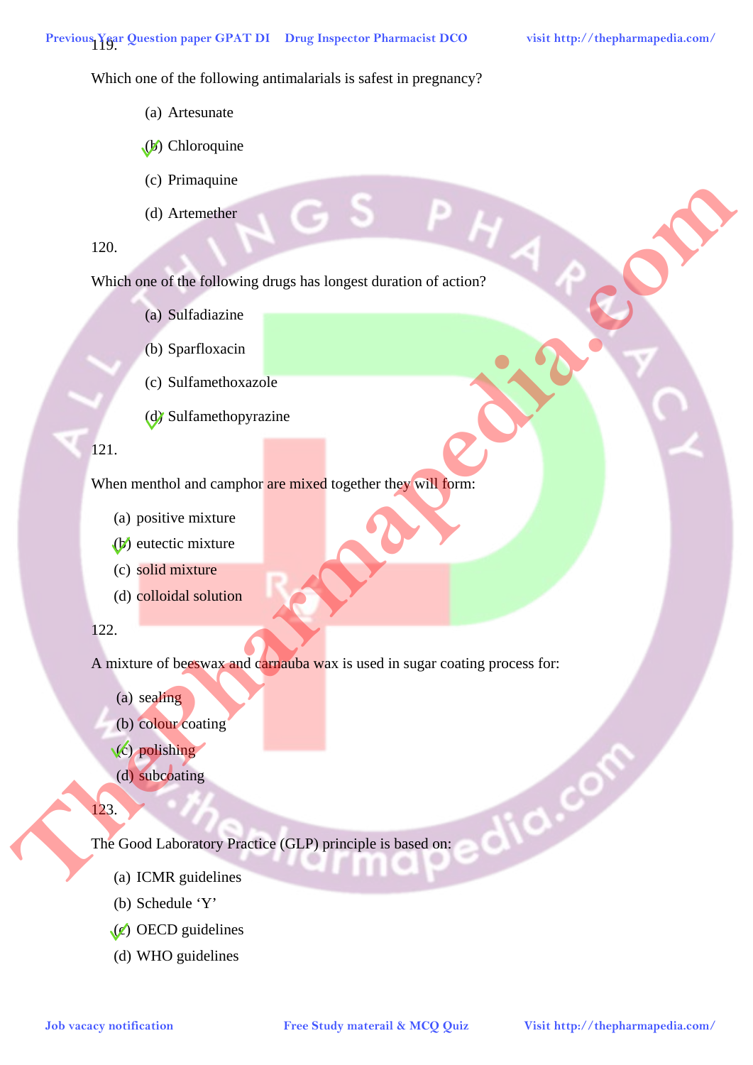119.

Which one of the following antimalarials is safest in pregnancy?

(a) Artesunate

(b) Chloroquine ✓

(c) Primaquine

(d) Artemether

120.

Which one of the following drugs has longest duration of action?

(a) Sulfadiazine

(b) Sparfloxacin

(c) Sulfamethoxazole

(d) Sulfamethopyrazine ✓

121.

When menthol and camphor are mixed together they will form:

(a) positive mixture

(b) eutectic mixture ✓

(c) solid mixture

(d) colloidal solution

122.

A mixture of beeswax and carnauba wax is used in sugar coating process for:

(a) sealing

(b) colour coating

(c) polishing ✓

(d) subcoating

123.

The Good Laboratory Practice (GLP) principle is based on:

(a) ICMR guidelines

(b) Schedule 'Y'

(c) OECD guidelines ✓

(d) WHO guidelines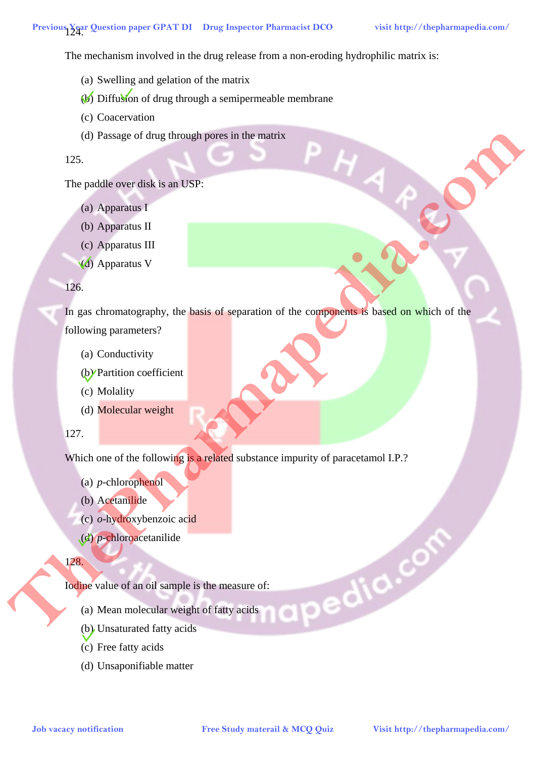124.

The mechanism involved in the drug release from a non-eroding hydrophilic matrix is:

(a) Swelling and gelation of the matrix
(b) Diffusion of drug through a semipermeable membrane
(c) Coacervation
(d) Passage of drug through pores in the matrix

125.

The paddle over disk is an USP:

(a) Apparatus I
(b) Apparatus II
(c) Apparatus III
(d) Apparatus V

126.

In gas chromatography, the basis of separation of the components is based on which of the following parameters?

(a) Conductivity
(b) Partition coefficient
(c) Molality
(d) Molecular weight

127.

Which one of the following is a related substance impurity of paracetamol I.P.?

(a) *p*-chlorophenol
(b) Acetanilide
(c) *o*-hydroxybenzoic acid
(d) *p*-chloroacetanilide

128.

Iodine value of an oil sample is the measure of:

(a) Mean molecular weight of fatty acids
(b) Unsaturated fatty acids
(c) Free fatty acids
(d) Unsaponifiable matter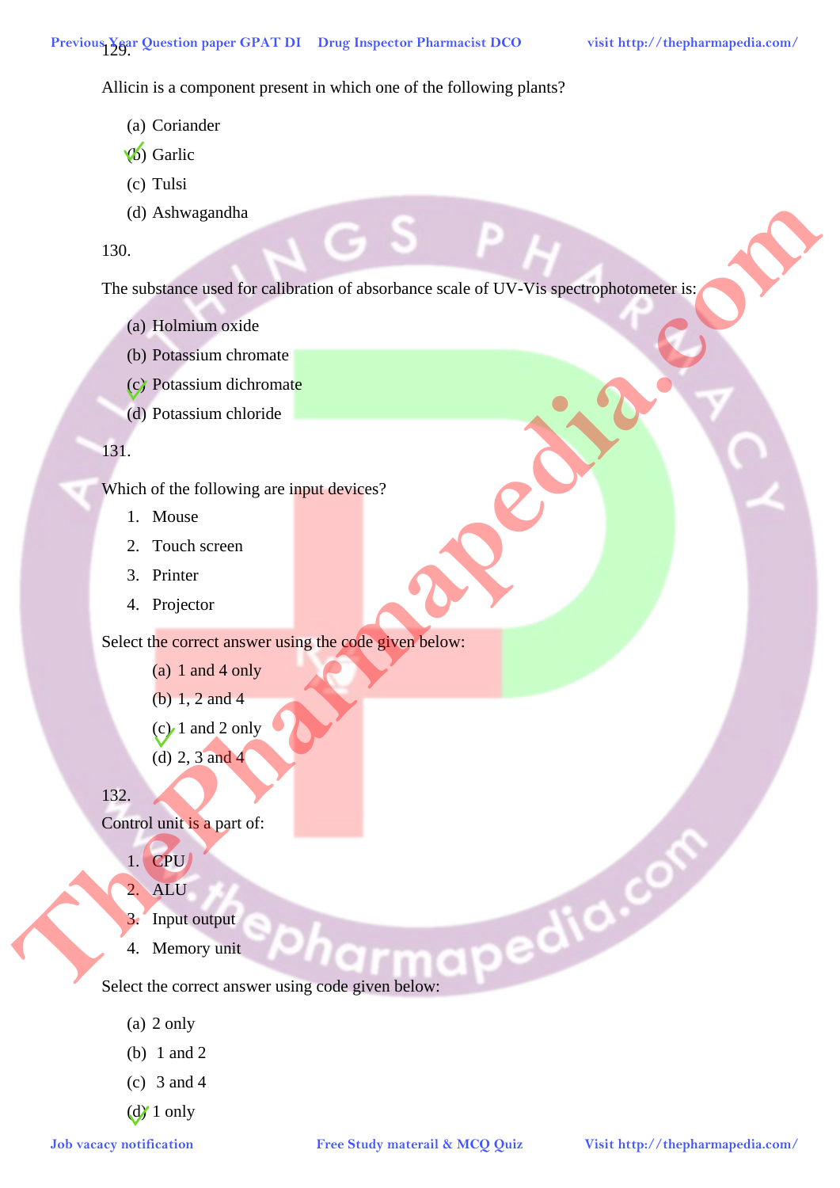129.

Allicin is a component present in which one of the following plants?

(a) Coriander
(b) Garlic
(c) Tulsi
(d) Ashwagandha

130.

The substance used for calibration of absorbance scale of UV-Vis spectrophotometer is:

(a) Holmium oxide
(b) Potassium chromate
(c) Potassium dichromate
(d) Potassium chloride

131.

Which of the following are input devices?

1. Mouse
2. Touch screen
3. Printer
4. Projector

Select the correct answer using the code given below:

(a) 1 and 4 only
(b) 1, 2 and 4
(c) 1 and 2 only
(d) 2, 3 and 4

132.

Control unit is a part of:

1. CPU
2. ALU
3. Input output
4. Memory unit

Select the correct answer using code given below:

(a) 2 only
(b) 1 and 2
(c) 3 and 4
(d) 1 only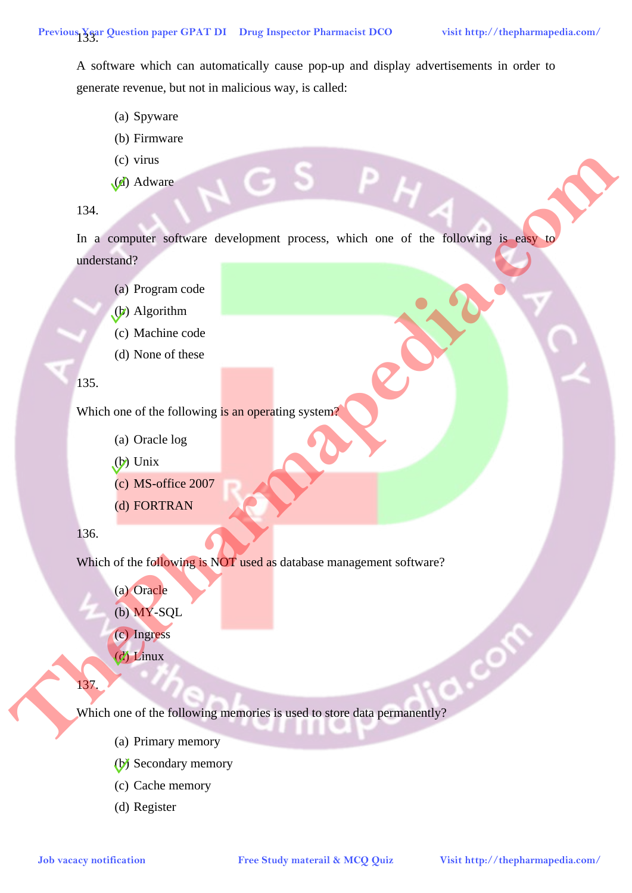133.

A software which can automatically cause pop-up and display advertisements in order to generate revenue, but not in malicious way, is called:

(a) Spyware
(b) Firmware
(c) virus
(d) Adware ✓

134.

In a computer software development process, which one of the following is easy to understand?

(a) Program code
(b) Algorithm ✓
(c) Machine code
(d) None of these

135.

Which one of the following is an operating system?

(a) Oracle log
(b) Unix ✓
(c) MS-office 2007
(d) FORTRAN

136.

Which of the following is NOT used as database management software?

(a) Oracle
(b) MY-SQL
(c) Ingress
(d) Linux ✓

137.

Which one of the following memories is used to store data permanently?

(a) Primary memory
(b) Secondary memory ✓
(c) Cache memory
(d) Register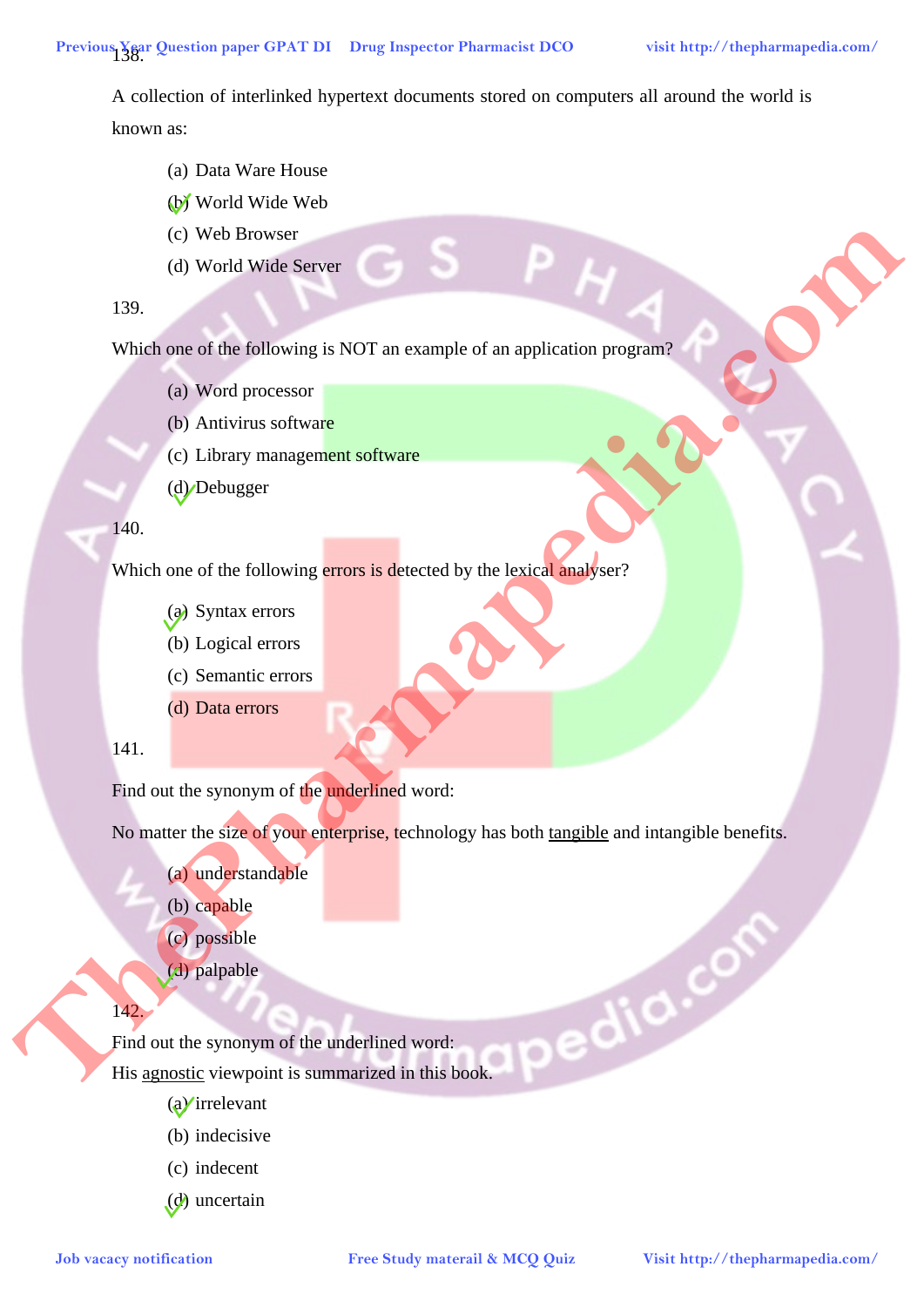138.

A collection of interlinked hypertext documents stored on computers all around the world is known as:

(a) Data Ware House
(b) World Wide Web
(c) Web Browser
(d) World Wide Server

139.

Which one of the following is NOT an example of an application program?

(a) Word processor
(b) Antivirus software
(c) Library management software
(d) Debugger

140.

Which one of the following errors is detected by the lexical analyser?

(a) Syntax errors
(b) Logical errors
(c) Semantic errors
(d) Data errors

141.

Find out the synonym of the underlined word:

No matter the size of your enterprise, technology has both <u>tangible</u> and intangible benefits.

(a) understandable
(b) capable
(c) possible
(d) palpable

142.

Find out the synonym of the underlined word:

His <u>agnostic</u> viewpoint is summarized in this book.

(a) irrelevant
(b) indecisive
(c) indecent
(d) uncertain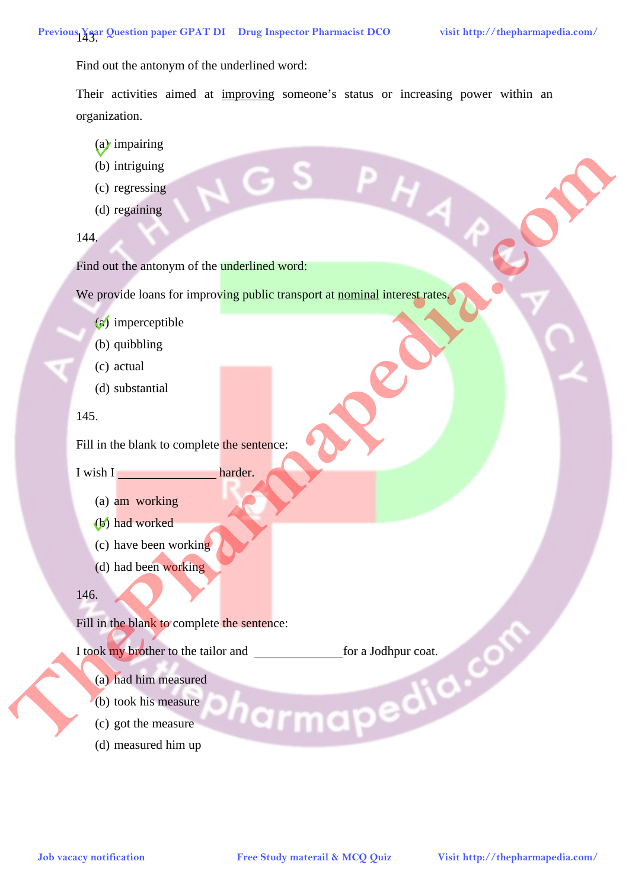143.

Find out the antonym of the underlined word:

Their activities aimed at <u>improving</u> someone's status or increasing power within an organization.

(a) impairing
(b) intriguing
(c) regressing
(d) regaining

144.

Find out the antonym of the underlined word:

We provide loans for improving public transport at <u>nominal</u> interest rates.

(a) imperceptible
(b) quibbling
(c) actual
(d) substantial

145.

Fill in the blank to complete the sentence:

I wish I _______________ harder.

(a) am working
(b) had worked
(c) have been working
(d) had been working

146.

Fill in the blank to complete the sentence:

I took my brother to the tailor and _____________ for a Jodhpur coat.

(a) had him measured
(b) took his measure
(c) got the measure
(d) measured him up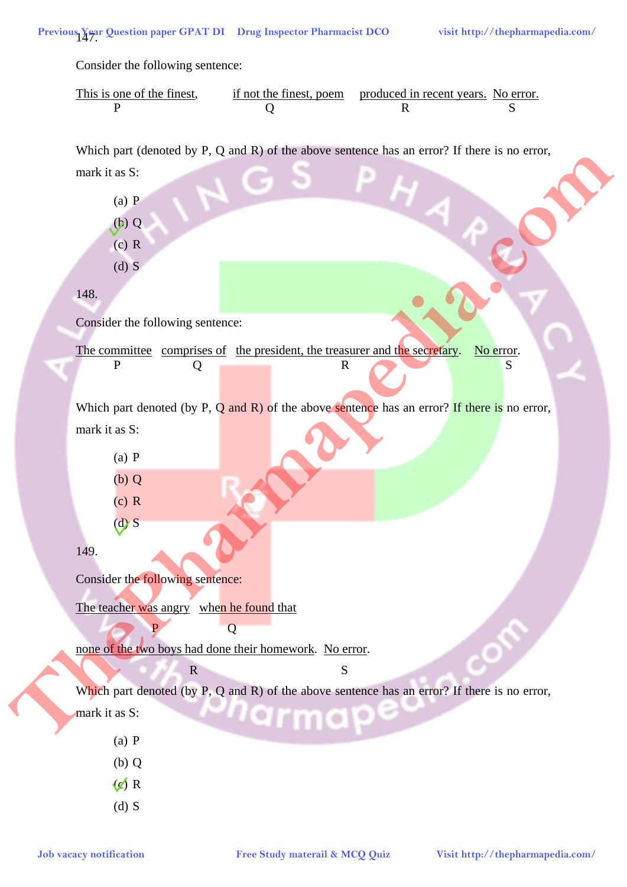147.

Consider the following sentence:

This is one of the finest, (P) | if not the finest, poem (Q) | produced in recent years. (R) | No error. (S)

Which part (denoted by P, Q and R) of the above sentence has an error? If there is no error, mark it as S:

(a) P

(b) Q ✓

(c) R

(d) S

148.

Consider the following sentence:

The committee (P) | comprises of (Q) | the president, the treasurer and the secretary. (R) | No error. (S)

Which part denoted (by P, Q and R) of the above sentence has an error? If there is no error, mark it as S:

(a) P

(b) Q

(c) R

(d) S ✓

149.

Consider the following sentence:

The teacher was angry (P) | when he found that (Q) | none of the two boys had done their homework. (R) | No error. (S)

Which part denoted (by P, Q and R) of the above sentence has an error? If there is no error, mark it as S:

(a) P

(b) Q

(c) R ✓

(d) S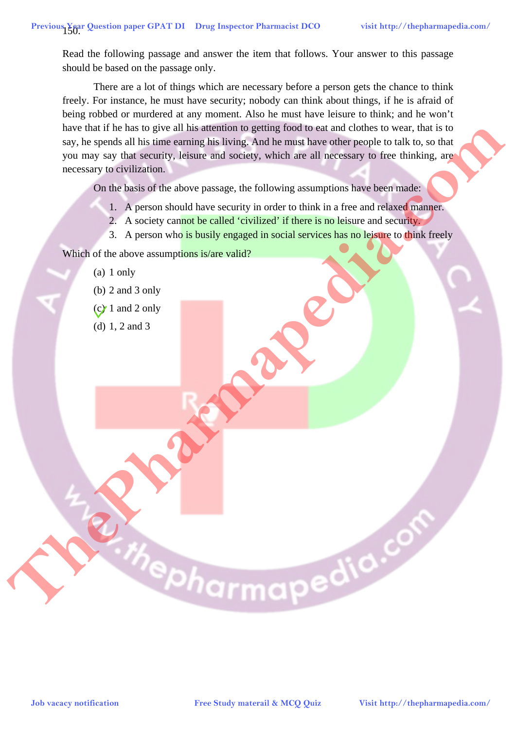150.

Read the following passage and answer the item that follows. Your answer to this passage should be based on the passage only.

There are a lot of things which are necessary before a person gets the chance to think freely. For instance, he must have security; nobody can think about things, if he is afraid of being robbed or murdered at any moment. Also he must have leisure to think; and he won't have that if he has to give all his attention to getting food to eat and clothes to wear, that is to say, he spends all his time earning his living. And he must have other people to talk to, so that you may say that security, leisure and society, which are all necessary to free thinking, are necessary to civilization.

On the basis of the above passage, the following assumptions have been made:

1. A person should have security in order to think in a free and relaxed manner.
2. A society cannot be called 'civilized' if there is no leisure and security.
3. A person who is busily engaged in social services has no leisure to think freely

Which of the above assumptions is/are valid?

(a) 1 only

(b) 2 and 3 only

(c) 1 and 2 only ✓

(d) 1, 2 and 3